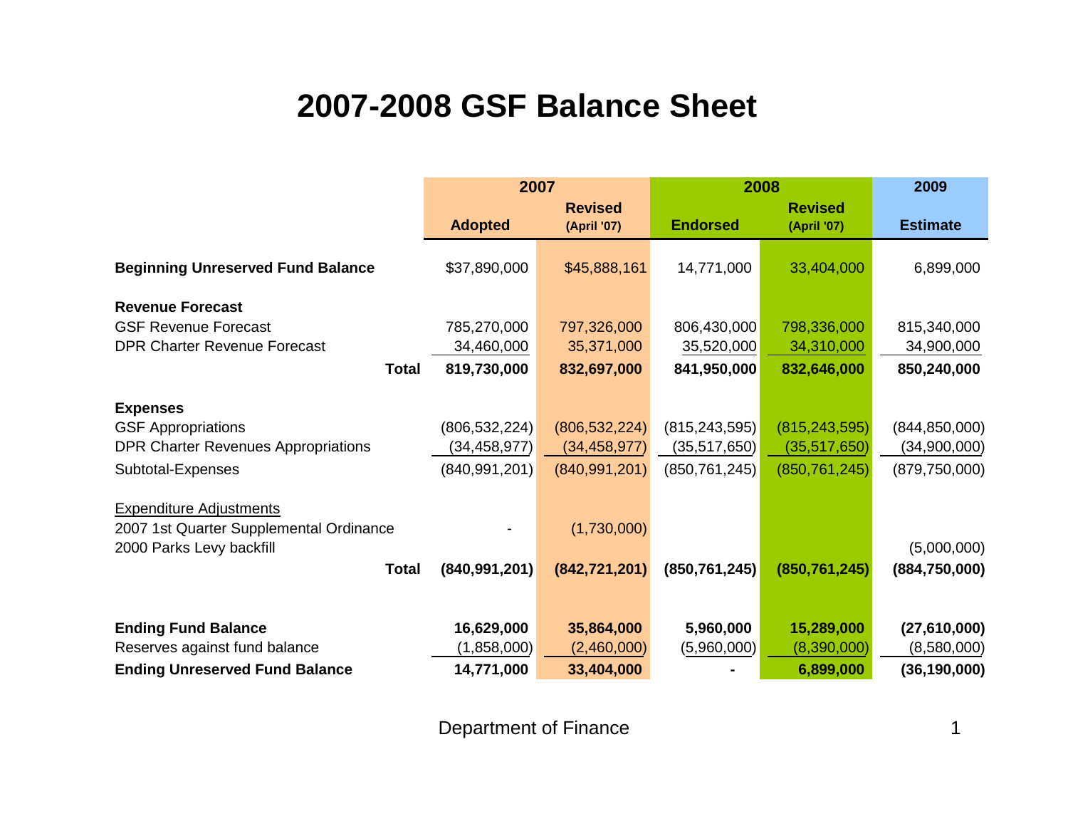# 2007-2008 GSF Balance Sheet

| | 2007 | | 2008 | | 2009 |
|---|---|---|---|---|---|
| | Adopted | Revised (April '07) | Endorsed | Revised (April '07) | Estimate |
| **Beginning Unreserved Fund Balance** | $37,890,000 | $45,888,161 | 14,771,000 | 33,404,000 | 6,899,000 |
| **Revenue Forecast** | | | | | |
| GSF Revenue Forecast | 785,270,000 | 797,326,000 | 806,430,000 | 798,336,000 | 815,340,000 |
| DPR Charter Revenue Forecast | 34,460,000 | 35,371,000 | 35,520,000 | 34,310,000 | 34,900,000 |
| **Total** | **819,730,000** | **832,697,000** | **841,950,000** | **832,646,000** | **850,240,000** |
| **Expenses** | | | | | |
| GSF Appropriations | (806,532,224) | (806,532,224) | (815,243,595) | (815,243,595) | (844,850,000) |
| DPR Charter Revenues Appropriations | (34,458,977) | (34,458,977) | (35,517,650) | (35,517,650) | (34,900,000) |
| Subtotal-Expenses | (840,991,201) | (840,991,201) | (850,761,245) | (850,761,245) | (879,750,000) |
| Expenditure Adjustments | | | | | |
| 2007 1st Quarter Supplemental Ordinance | - | (1,730,000) | | | |
| 2000 Parks Levy backfill | | | | | (5,000,000) |
| **Total** | **(840,991,201)** | **(842,721,201)** | **(850,761,245)** | **(850,761,245)** | **(884,750,000)** |
| **Ending Fund Balance** | **16,629,000** | **35,864,000** | **5,960,000** | **15,289,000** | **(27,610,000)** |
| Reserves against fund balance | (1,858,000) | (2,460,000) | (5,960,000) | (8,390,000) | (8,580,000) |
| **Ending Unreserved Fund Balance** | **14,771,000** | **33,404,000** | **-** | **6,899,000** | **(36,190,000)** |

Department of Finance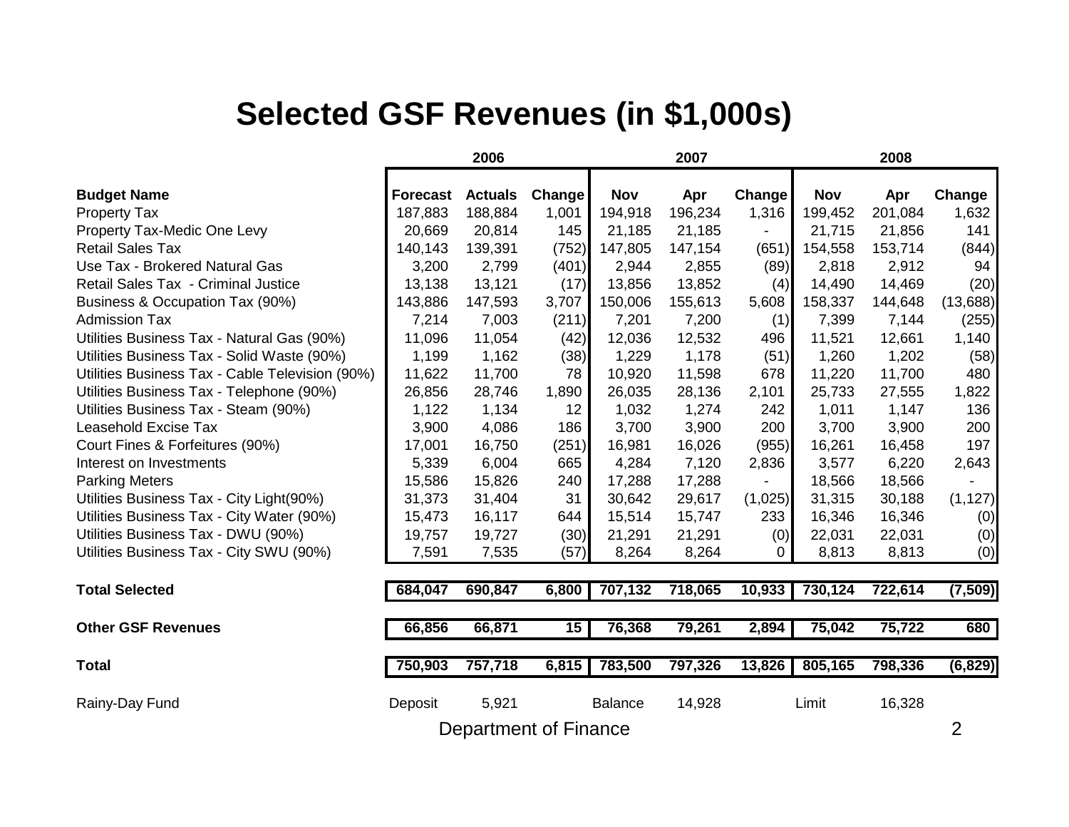# Selected GSF Revenues (in $1,000s)

| | 2006 | | | 2007 | | | 2008 | | |
|---|---|---|---|---|---|---|---|---|---|
| **Budget Name** | **Forecast** | **Actuals** | **Change** | **Nov** | **Apr** | **Change** | **Nov** | **Apr** | **Change** |
| Property Tax | 187,883 | 188,884 | 1,001 | 194,918 | 196,234 | 1,316 | 199,452 | 201,084 | 1,632 |
| Property Tax-Medic One Levy | 20,669 | 20,814 | 145 | 21,185 | 21,185 | - | 21,715 | 21,856 | 141 |
| Retail Sales Tax | 140,143 | 139,391 | (752) | 147,805 | 147,154 | (651) | 154,558 | 153,714 | (844) |
| Use Tax - Brokered Natural Gas | 3,200 | 2,799 | (401) | 2,944 | 2,855 | (89) | 2,818 | 2,912 | 94 |
| Retail Sales Tax - Criminal Justice | 13,138 | 13,121 | (17) | 13,856 | 13,852 | (4) | 14,490 | 14,469 | (20) |
| Business & Occupation Tax (90%) | 143,886 | 147,593 | 3,707 | 150,006 | 155,613 | 5,608 | 158,337 | 144,648 | (13,688) |
| Admission Tax | 7,214 | 7,003 | (211) | 7,201 | 7,200 | (1) | 7,399 | 7,144 | (255) |
| Utilities Business Tax - Natural Gas (90%) | 11,096 | 11,054 | (42) | 12,036 | 12,532 | 496 | 11,521 | 12,661 | 1,140 |
| Utilities Business Tax - Solid Waste (90%) | 1,199 | 1,162 | (38) | 1,229 | 1,178 | (51) | 1,260 | 1,202 | (58) |
| Utilities Business Tax - Cable Television (90%) | 11,622 | 11,700 | 78 | 10,920 | 11,598 | 678 | 11,220 | 11,700 | 480 |
| Utilities Business Tax - Telephone (90%) | 26,856 | 28,746 | 1,890 | 26,035 | 28,136 | 2,101 | 25,733 | 27,555 | 1,822 |
| Utilities Business Tax - Steam (90%) | 1,122 | 1,134 | 12 | 1,032 | 1,274 | 242 | 1,011 | 1,147 | 136 |
| Leasehold Excise Tax | 3,900 | 4,086 | 186 | 3,700 | 3,900 | 200 | 3,700 | 3,900 | 200 |
| Court Fines & Forfeitures (90%) | 17,001 | 16,750 | (251) | 16,981 | 16,026 | (955) | 16,261 | 16,458 | 197 |
| Interest on Investments | 5,339 | 6,004 | 665 | 4,284 | 7,120 | 2,836 | 3,577 | 6,220 | 2,643 |
| Parking Meters | 15,586 | 15,826 | 240 | 17,288 | 17,288 | - | 18,566 | 18,566 | - |
| Utilities Business Tax - City Light(90%) | 31,373 | 31,404 | 31 | 30,642 | 29,617 | (1,025) | 31,315 | 30,188 | (1,127) |
| Utilities Business Tax - City Water (90%) | 15,473 | 16,117 | 644 | 15,514 | 15,747 | 233 | 16,346 | 16,346 | (0) |
| Utilities Business Tax - DWU (90%) | 19,757 | 19,727 | (30) | 21,291 | 21,291 | (0) | 22,031 | 22,031 | (0) |
| Utilities Business Tax - City SWU (90%) | 7,591 | 7,535 | (57) | 8,264 | 8,264 | 0 | 8,813 | 8,813 | (0) |
| **Total Selected** | **684,047** | **690,847** | **6,800** | **707,132** | **718,065** | **10,933** | **730,124** | **722,614** | **(7,509)** |
| **Other GSF Revenues** | **66,856** | **66,871** | **15** | **76,368** | **79,261** | **2,894** | **75,042** | **75,722** | **680** |
| **Total** | **750,903** | **757,718** | **6,815** | **783,500** | **797,326** | **13,826** | **805,165** | **798,336** | **(6,829)** |
| Rainy-Day Fund | Deposit | 5,921 | | Balance | 14,928 | | Limit | 16,328 | |

Department of Finance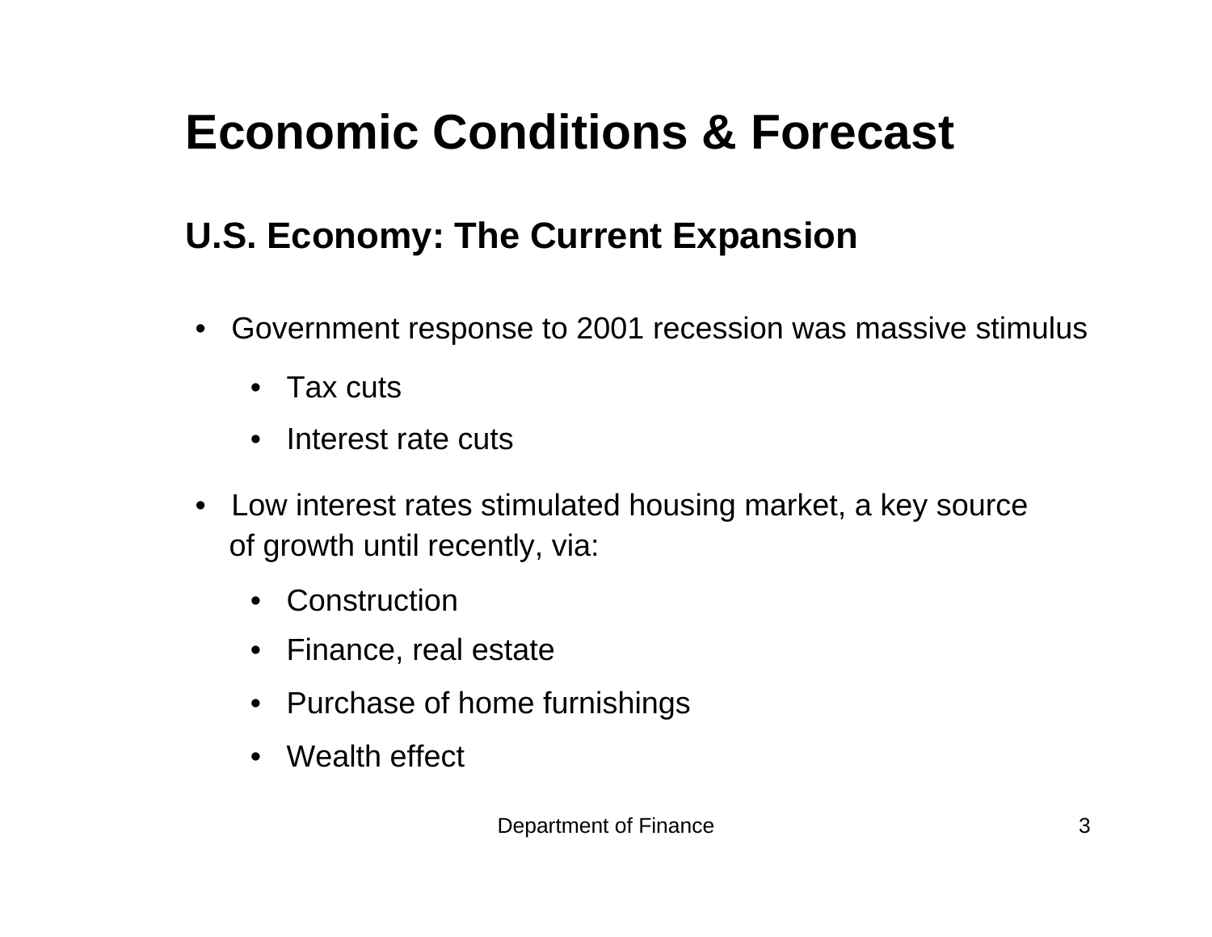# Economic Conditions & Forecast

## U.S. Economy: The Current Expansion

- Government response to 2001 recession was massive stimulus
  - Tax cuts
  - Interest rate cuts
- Low interest rates stimulated housing market, a key source of growth until recently, via:
  - Construction
  - Finance, real estate
  - Purchase of home furnishings
  - Wealth effect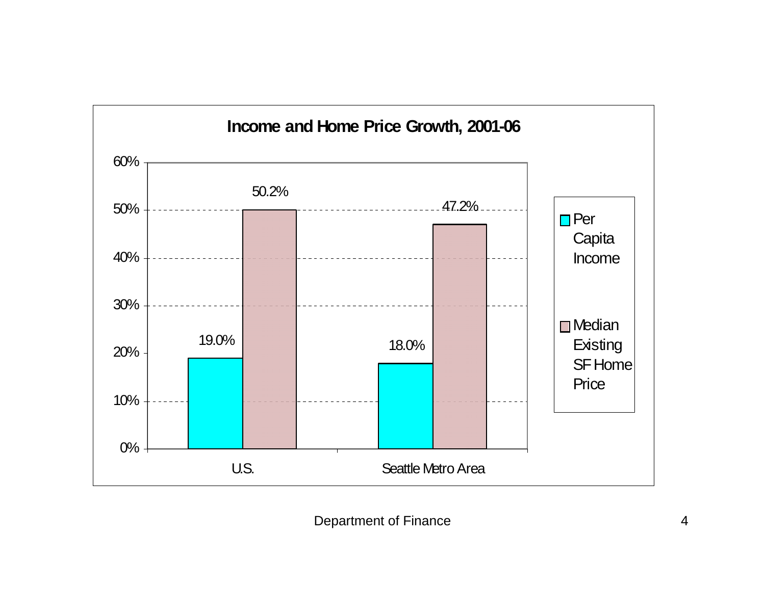## Income and Home Price Growth, 2001-06

| | Per Capita Income | Median Existing SF Home Price |
|---|---|---|
| U.S. | 19.0% | 50.2% |
| Seattle Metro Area | 18.0% | 47.2% |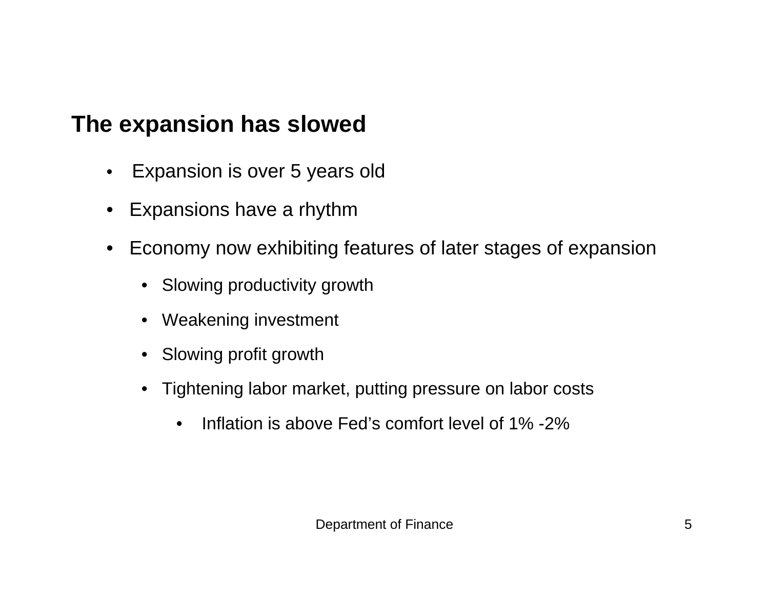## The expansion has slowed

- Expansion is over 5 years old
- Expansions have a rhythm
- Economy now exhibiting features of later stages of expansion
  - Slowing productivity growth
  - Weakening investment
  - Slowing profit growth
  - Tightening labor market, putting pressure on labor costs
    - Inflation is above Fed's comfort level of 1% -2%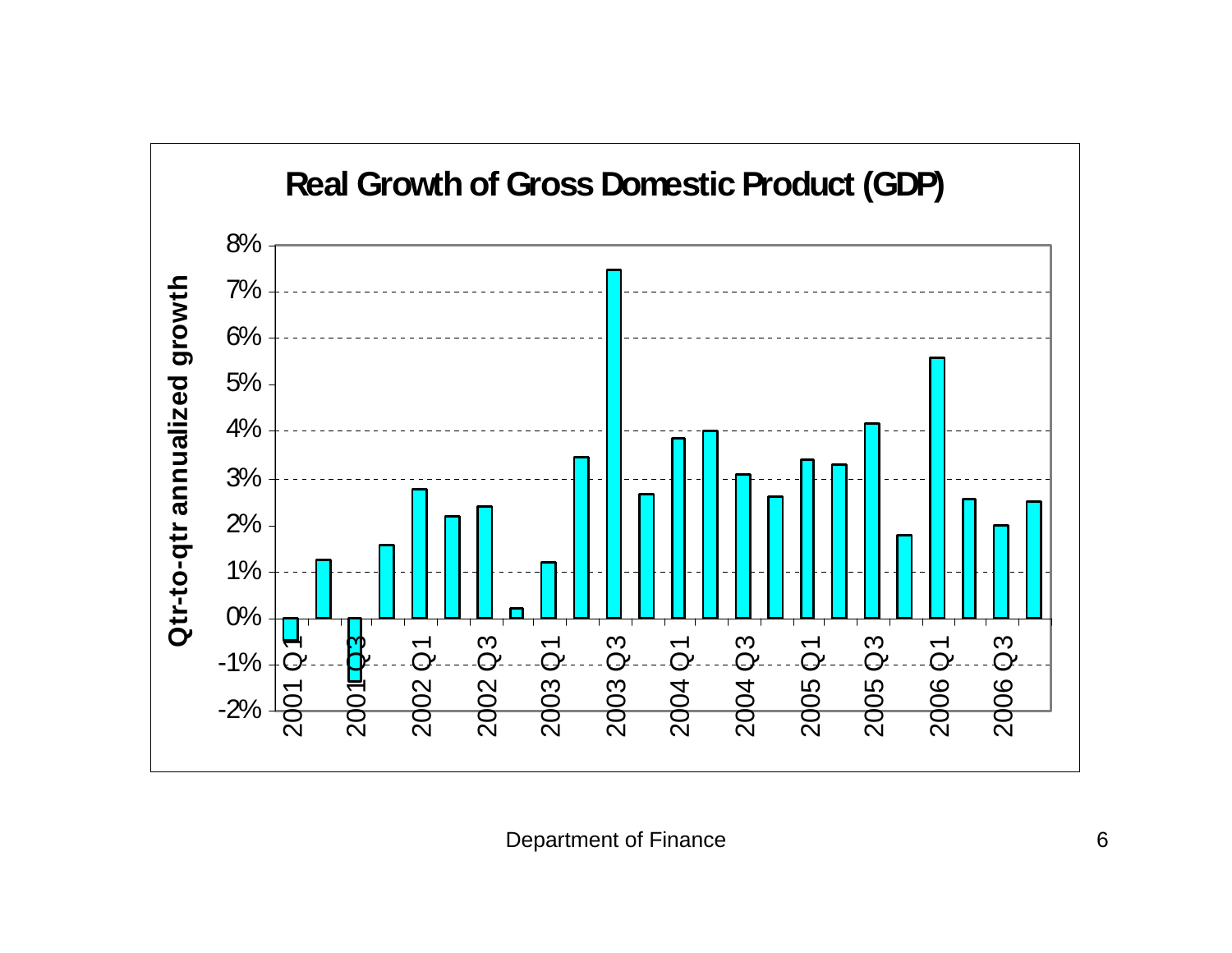# Real Growth of Gross Domestic Product (GDP)

Qtr-to-qtr annualized growth

Department of Finance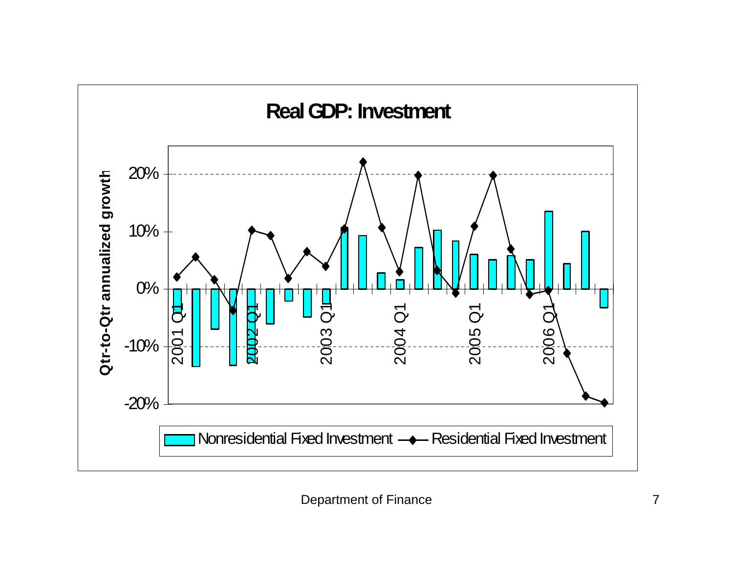## Real GDP: Investment

Qtr-to-Qtr annualized growth

20%

10%

0%

-10%

-20%

2001 Q1 | 2002 Q1 | 2003 Q1 | 2004 Q1 | 2005 Q1 | 2006 Q1

Nonresidential Fixed Investment — Residential Fixed Investment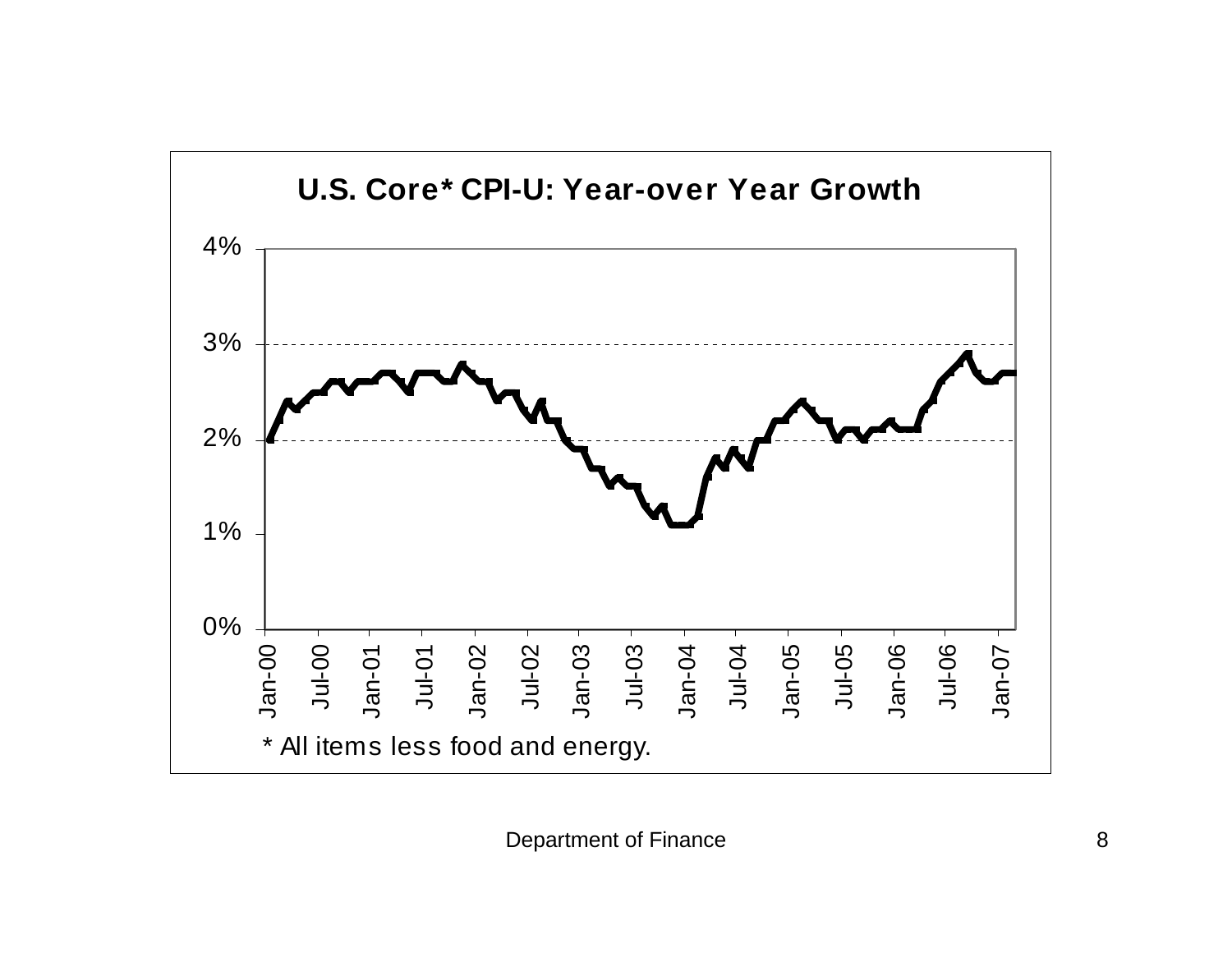## U.S. Core* CPI-U: Year-over Year Growth

4%

3%

2%

1%

0%

Jan-00 Jul-00 Jan-01 Jul-01 Jan-02 Jul-02 Jan-03 Jul-03 Jan-04 Jul-04 Jan-05 Jul-05 Jan-06 Jul-06 Jan-07

* All items less food and energy.

Department of Finance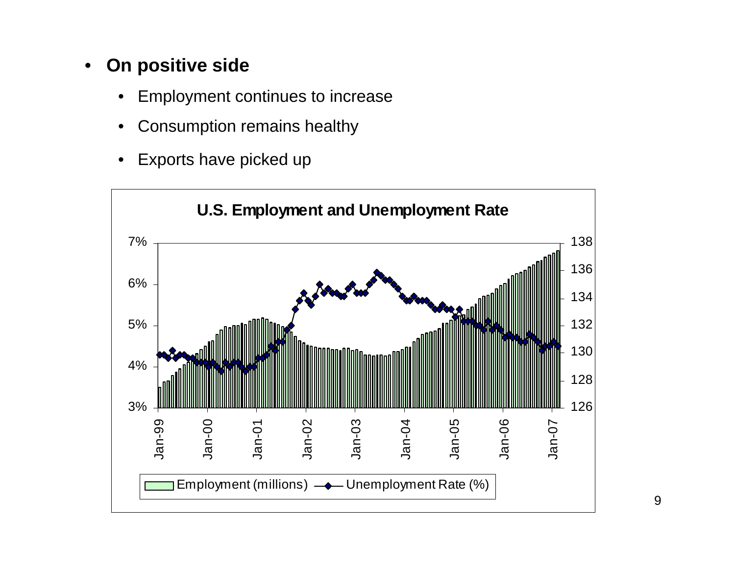- **On positive side**
  - Employment continues to increase
  - Consumption remains healthy
  - Exports have picked up

**U.S. Employment and Unemployment Rate**

Employment (millions) — Unemployment Rate (%)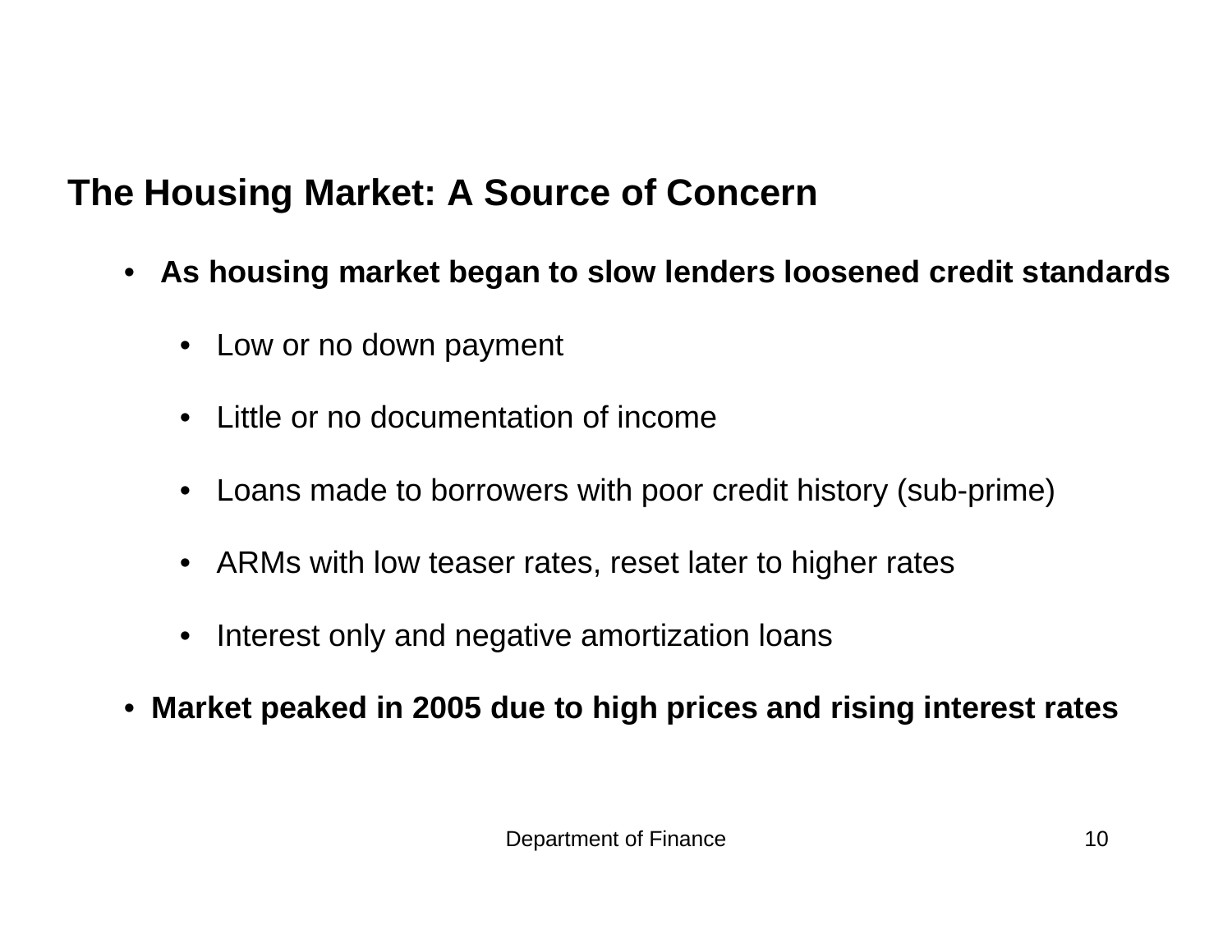## The Housing Market: A Source of Concern

- **As housing market began to slow lenders loosened credit standards**
  - Low or no down payment
  - Little or no documentation of income
  - Loans made to borrowers with poor credit history (sub-prime)
  - ARMs with low teaser rates, reset later to higher rates
  - Interest only and negative amortization loans
- **Market peaked in 2005 due to high prices and rising interest rates**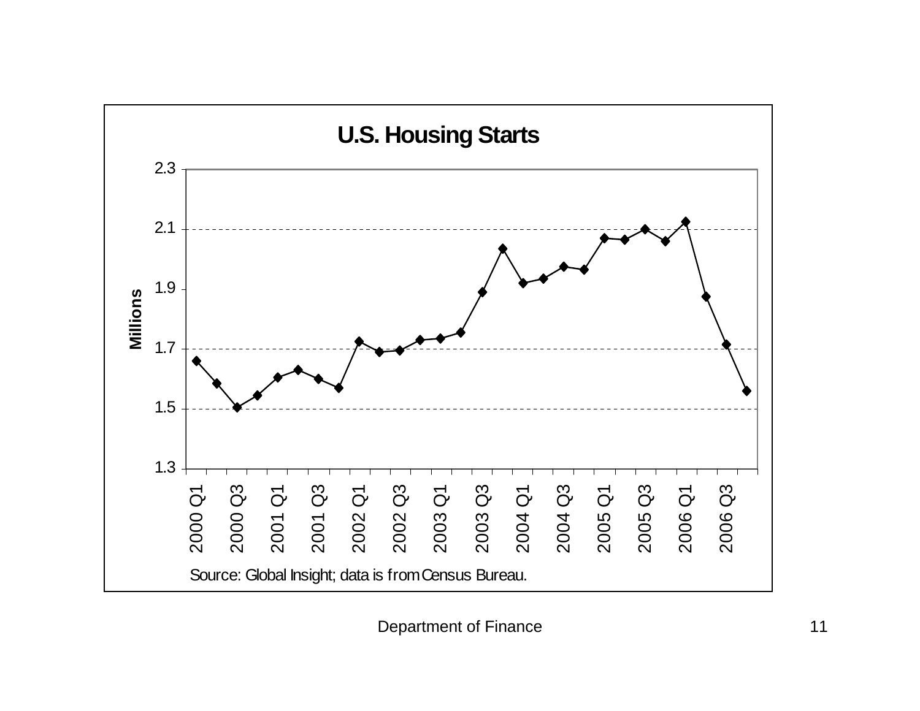## U.S. Housing Starts

Source: Global Insight; data is from Census Bureau.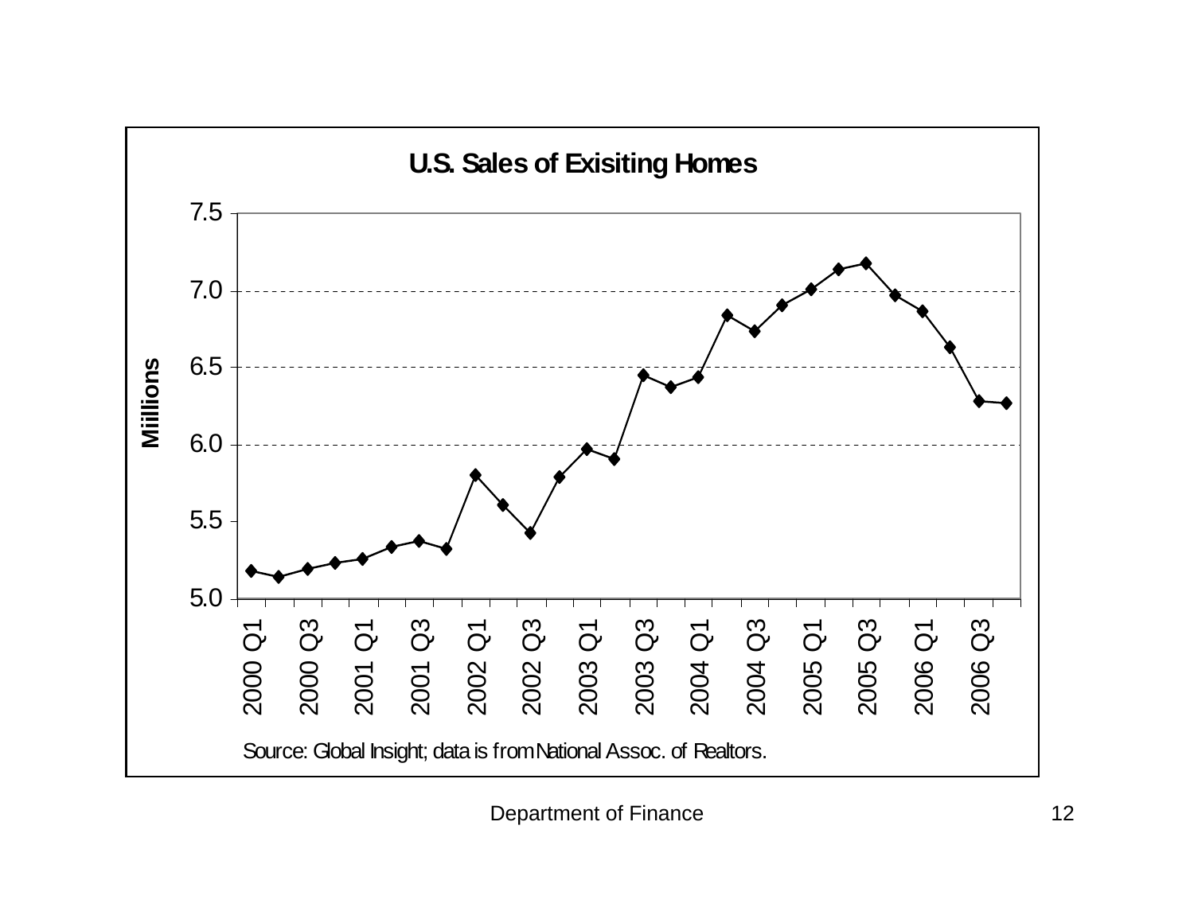**U.S. Sales of Exisiting Homes**

Source: Global Insight; data is from National Assoc. of Realtors.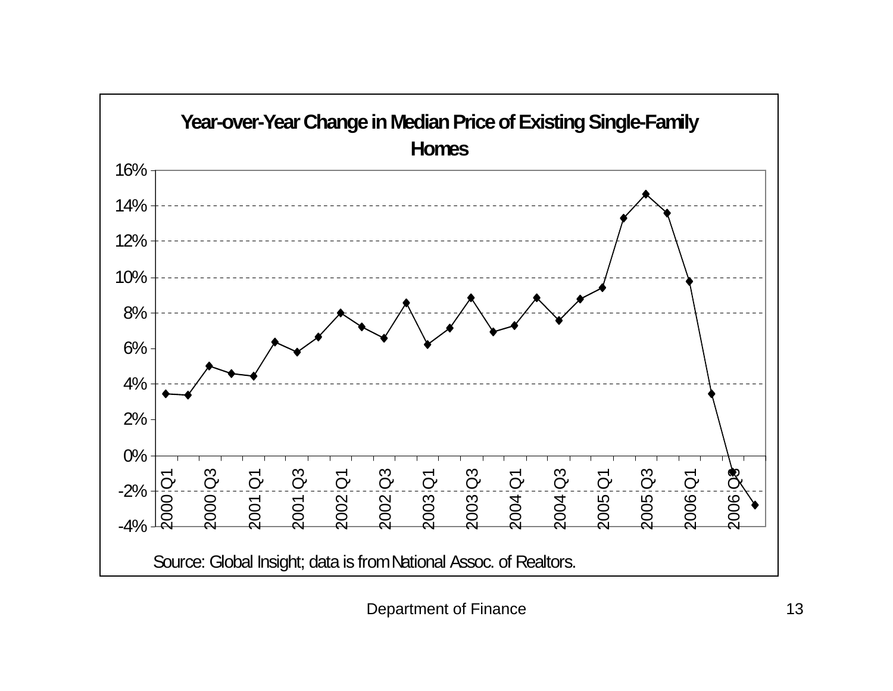## Year-over-Year Change in Median Price of Existing Single-Family Homes

Source: Global Insight; data is from National Assoc. of Realtors.

Department of Finance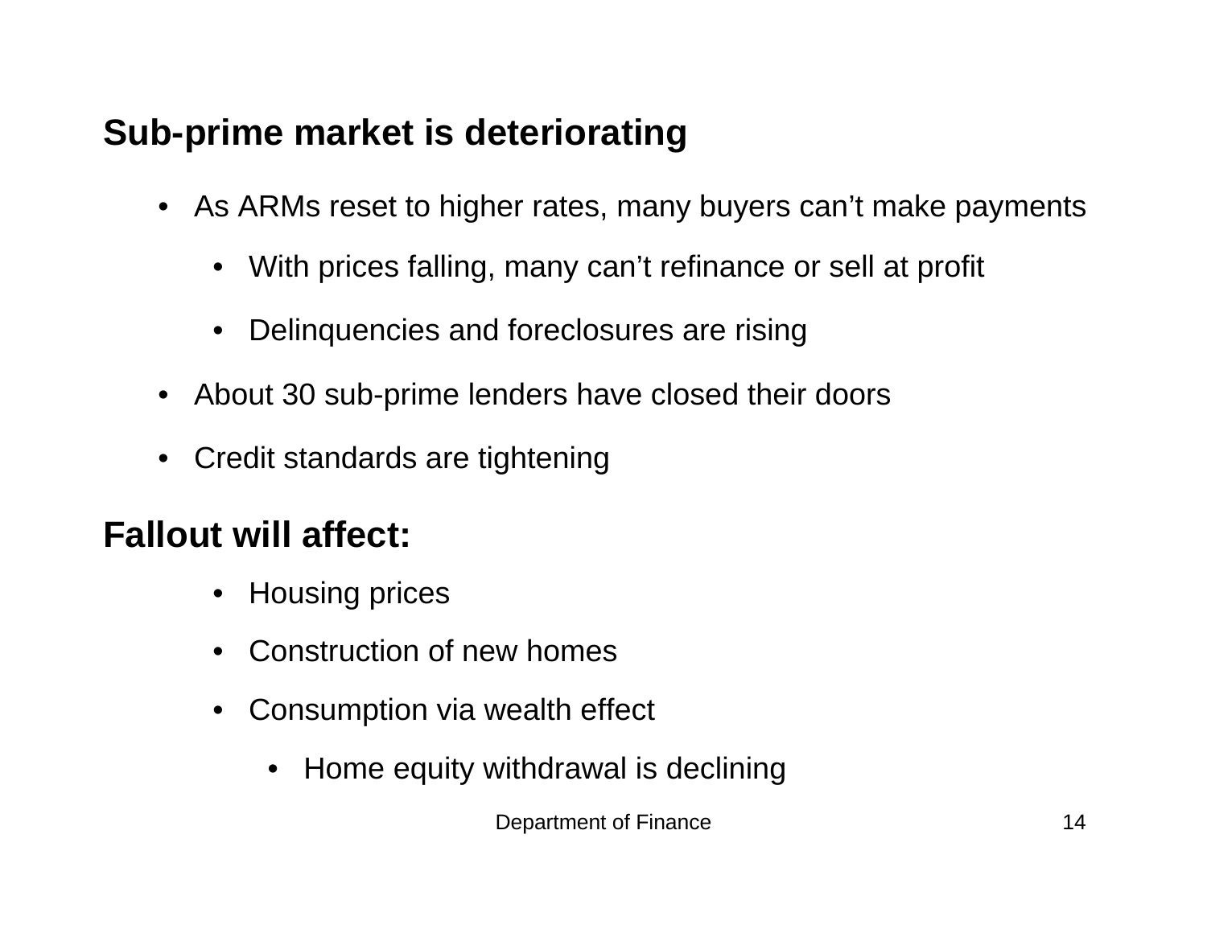## Sub-prime market is deteriorating

- As ARMs reset to higher rates, many buyers can't make payments
  - With prices falling, many can't refinance or sell at profit
  - Delinquencies and foreclosures are rising
- About 30 sub-prime lenders have closed their doors
- Credit standards are tightening

## Fallout will affect:

- Housing prices
- Construction of new homes
- Consumption via wealth effect
  - Home equity withdrawal is declining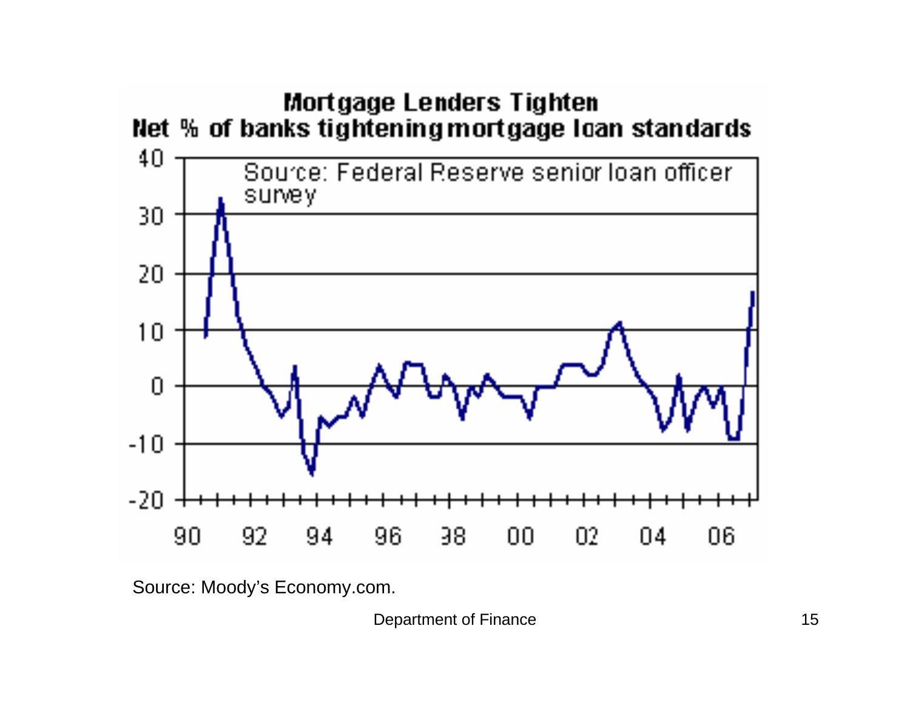**Mortgage Lenders Tighten**
**Net % of banks tightening mortgage loan standards**

Source: Federal Reserve senior loan officer survey

Source: Moody's Economy.com.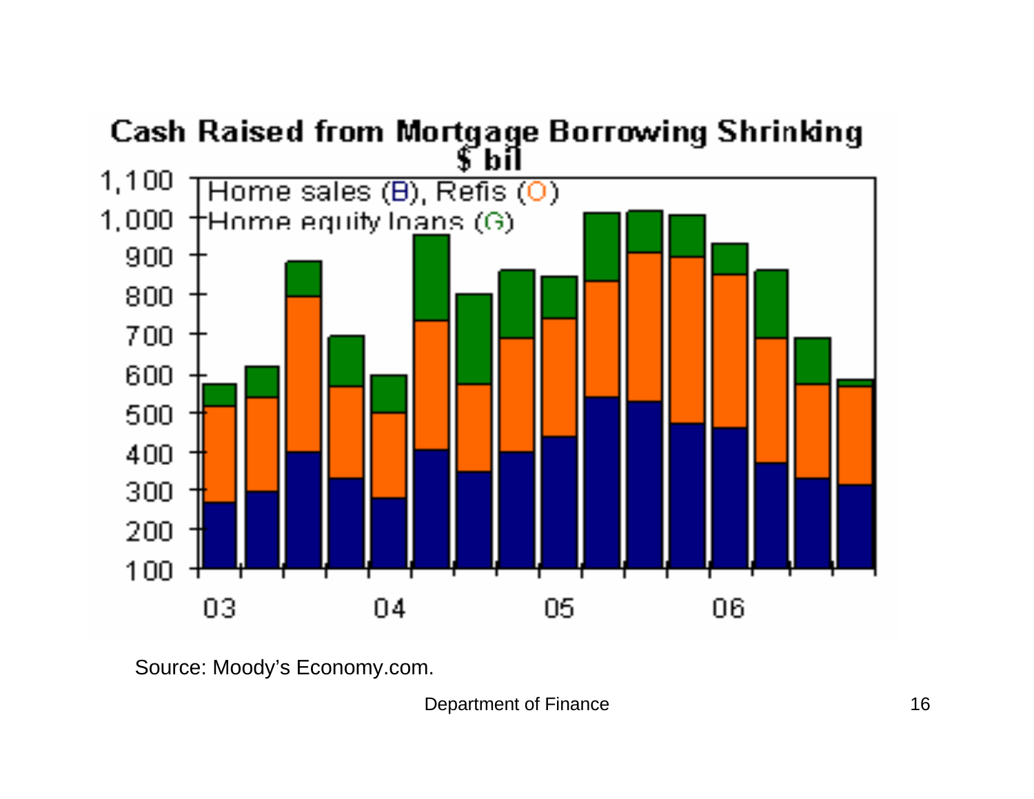## Cash Raised from Mortgage Borrowing Shrinking

$ bil

Home sales (B), Refis (O)
Home equity loans (G)

Source: Moody's Economy.com.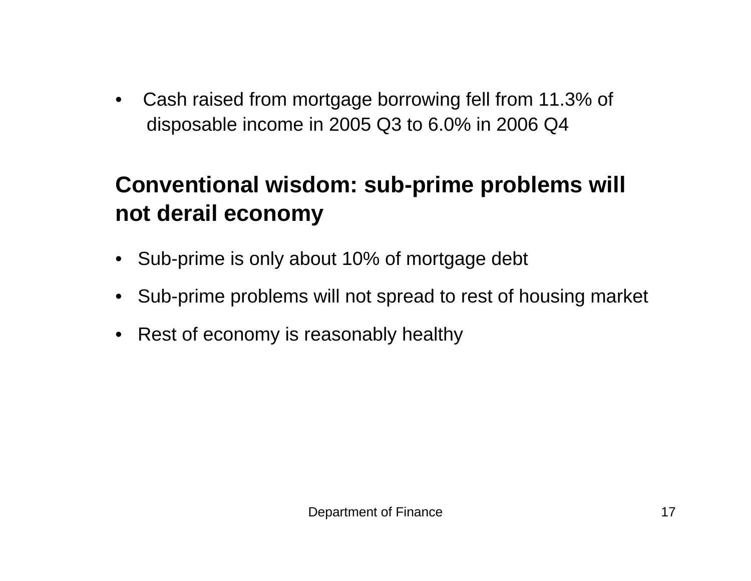- Cash raised from mortgage borrowing fell from 11.3% of disposable income in 2005 Q3 to 6.0% in 2006 Q4

## Conventional wisdom: sub-prime problems will not derail economy

- Sub-prime is only about 10% of mortgage debt
- Sub-prime problems will not spread to rest of housing market
- Rest of economy is reasonably healthy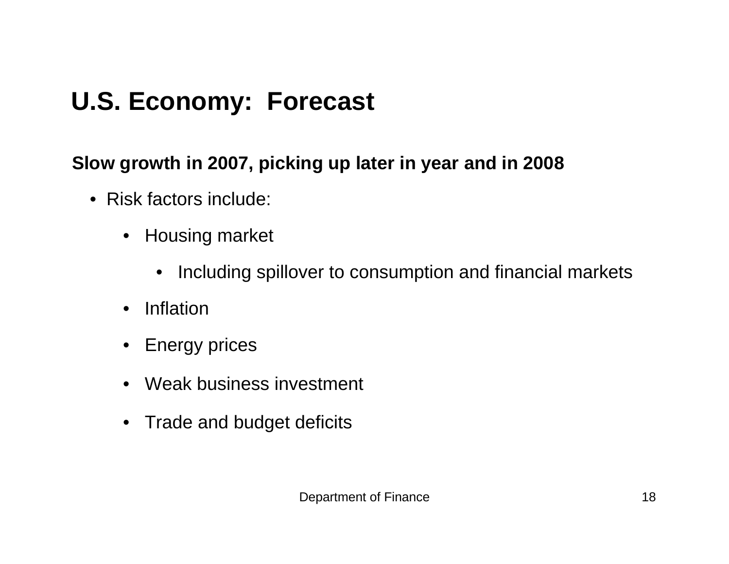# U.S. Economy: Forecast

**Slow growth in 2007, picking up later in year and in 2008**

- Risk factors include:
  - Housing market
    - Including spillover to consumption and financial markets
  - Inflation
  - Energy prices
  - Weak business investment
  - Trade and budget deficits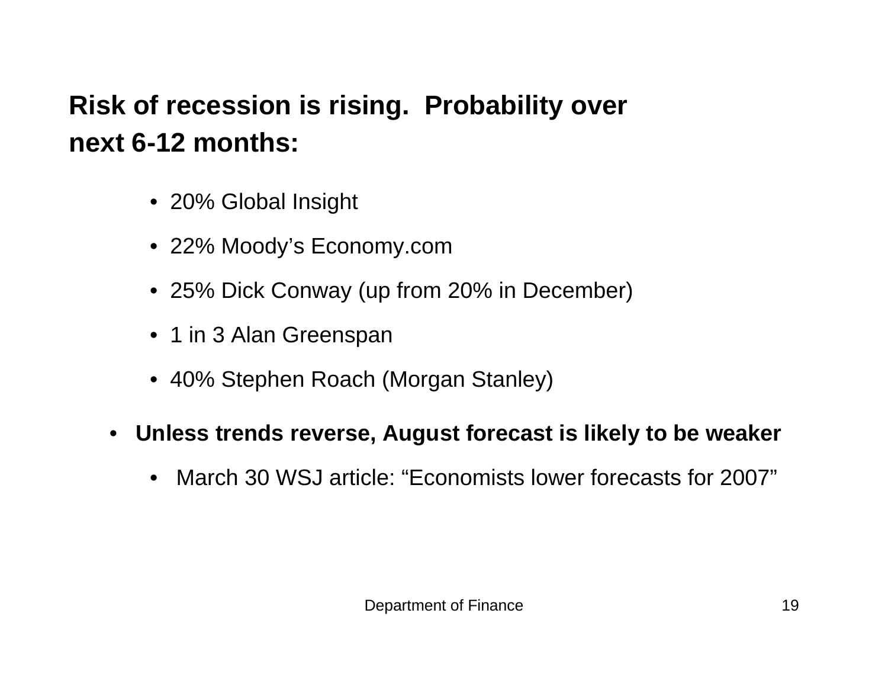## Risk of recession is rising. Probability over next 6-12 months:

- 20% Global Insight
- 22% Moody's Economy.com
- 25% Dick Conway (up from 20% in December)
- 1 in 3 Alan Greenspan
- 40% Stephen Roach (Morgan Stanley)

- **Unless trends reverse, August forecast is likely to be weaker**
  - March 30 WSJ article: "Economists lower forecasts for 2007"

Department of Finance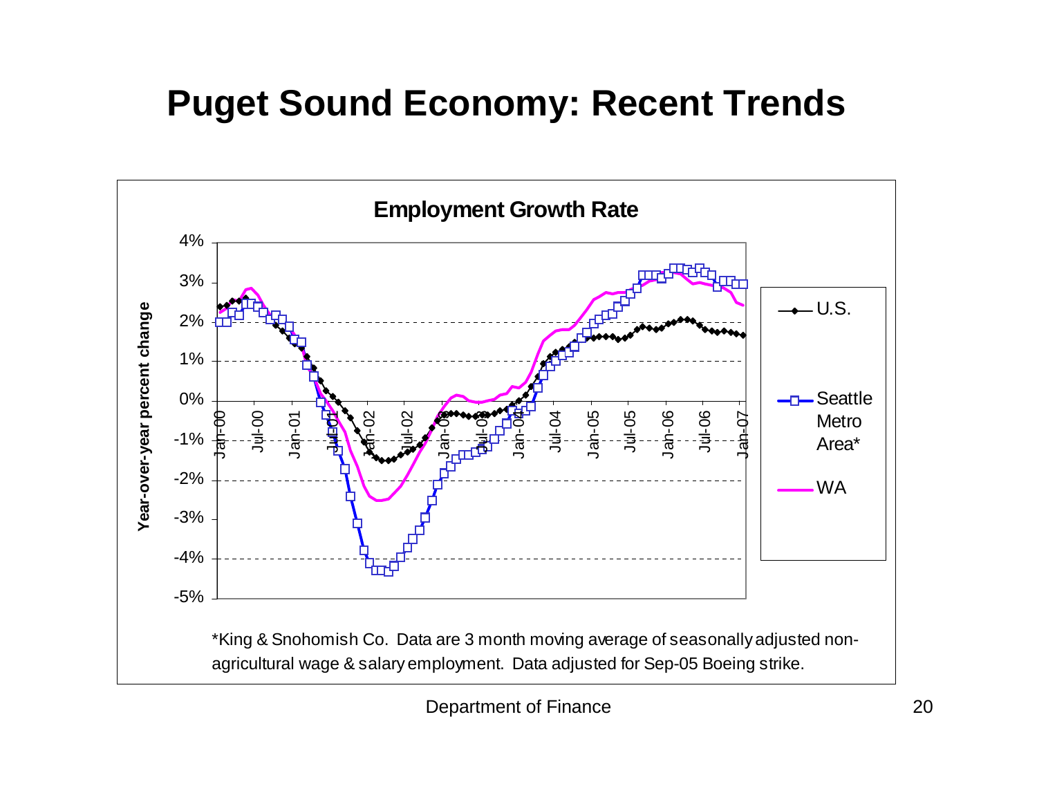# Puget Sound Economy: Recent Trends

**Employment Growth Rate**

*King & Snohomish Co. Data are 3 month moving average of seasonally adjusted non-agricultural wage & salary employment. Data adjusted for Sep-05 Boeing strike.

Department of Finance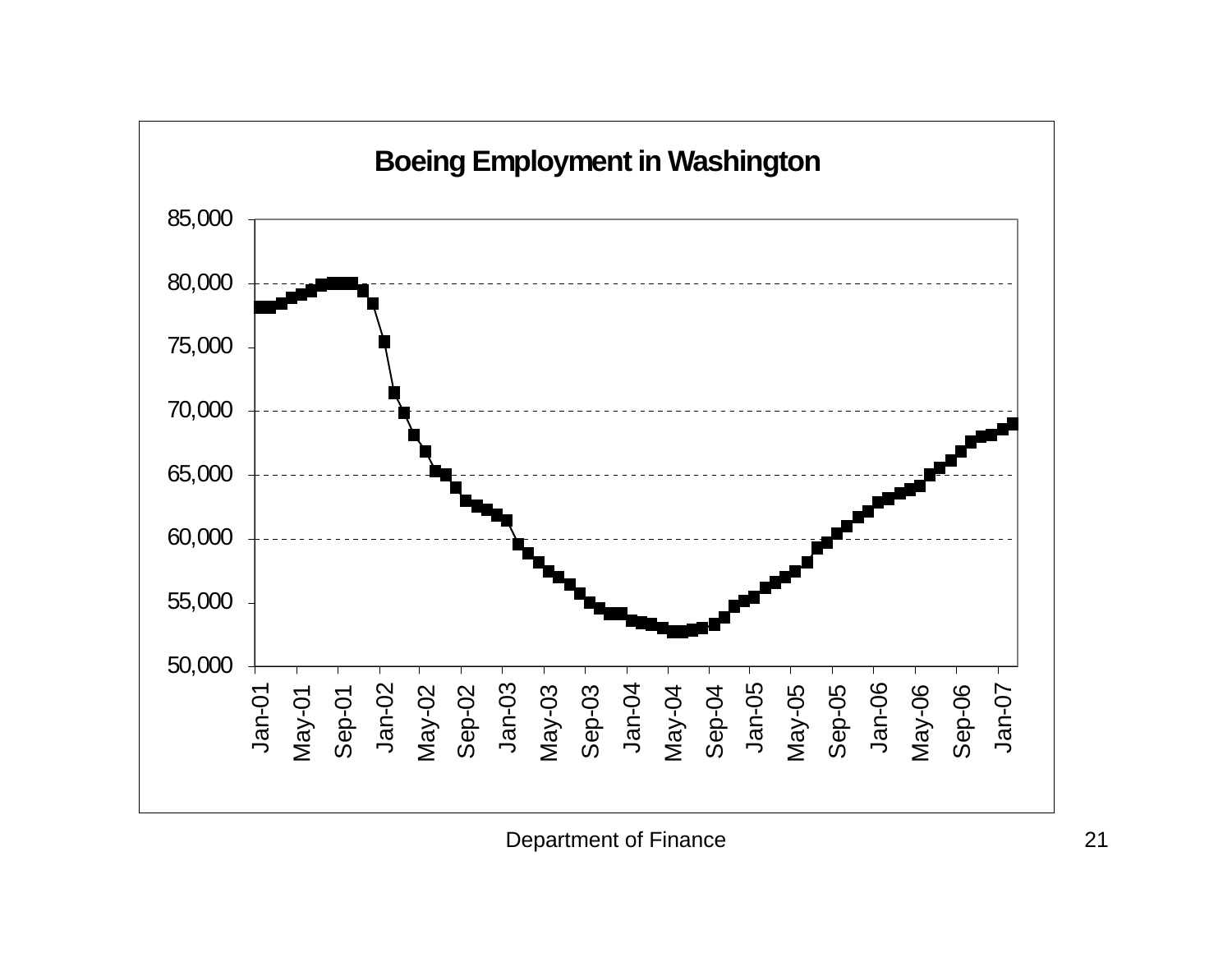## Boeing Employment in Washington

Department of Finance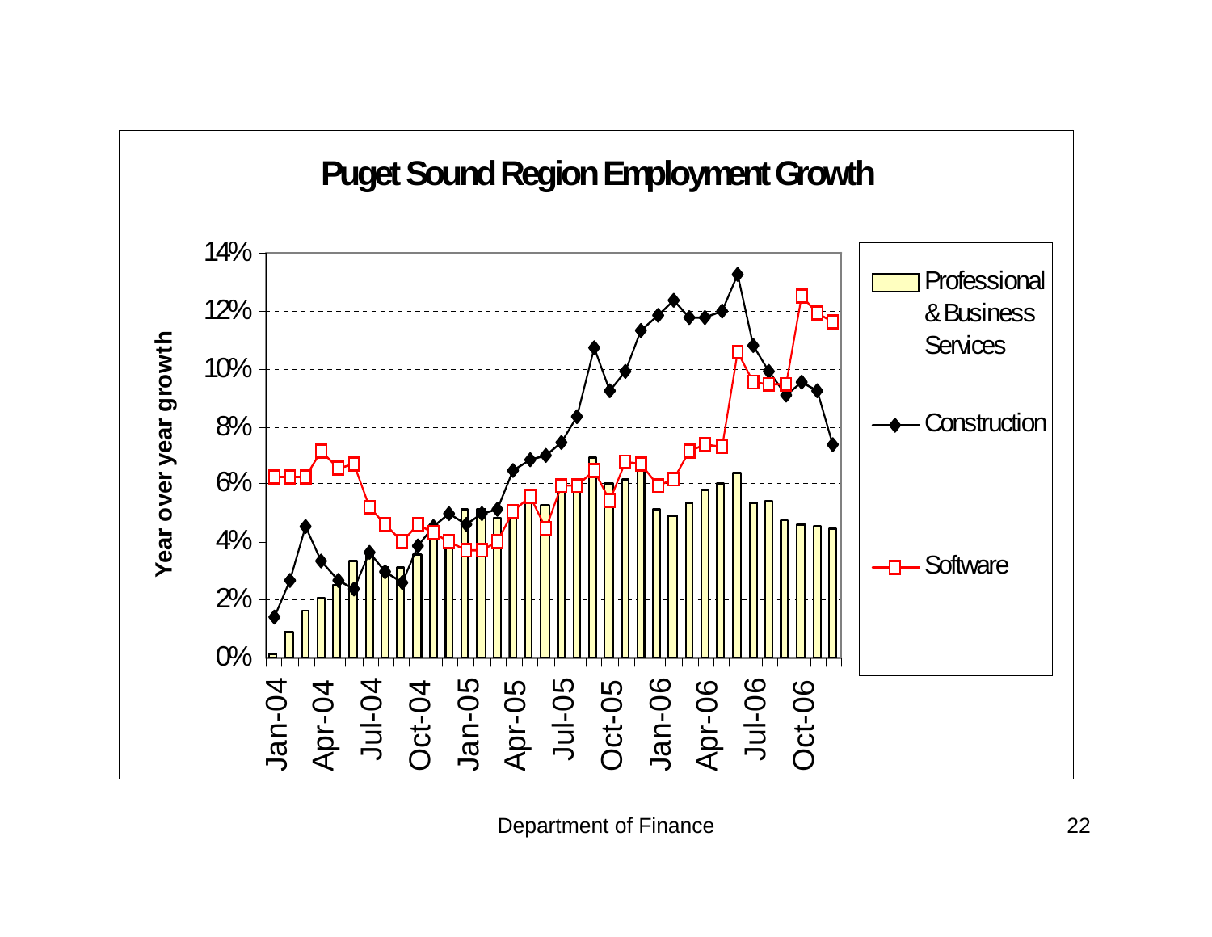# Puget Sound Region Employment Growth

Year over year growth

14%
12%
10%
8%
6%
4%
2%
0%

Jan-04, Apr-04, Jul-04, Oct-04, Jan-05, Apr-05, Jul-05, Oct-05, Jan-06, Apr-06, Jul-06, Oct-06

Professional & Business Services

Construction

Software

Department of Finance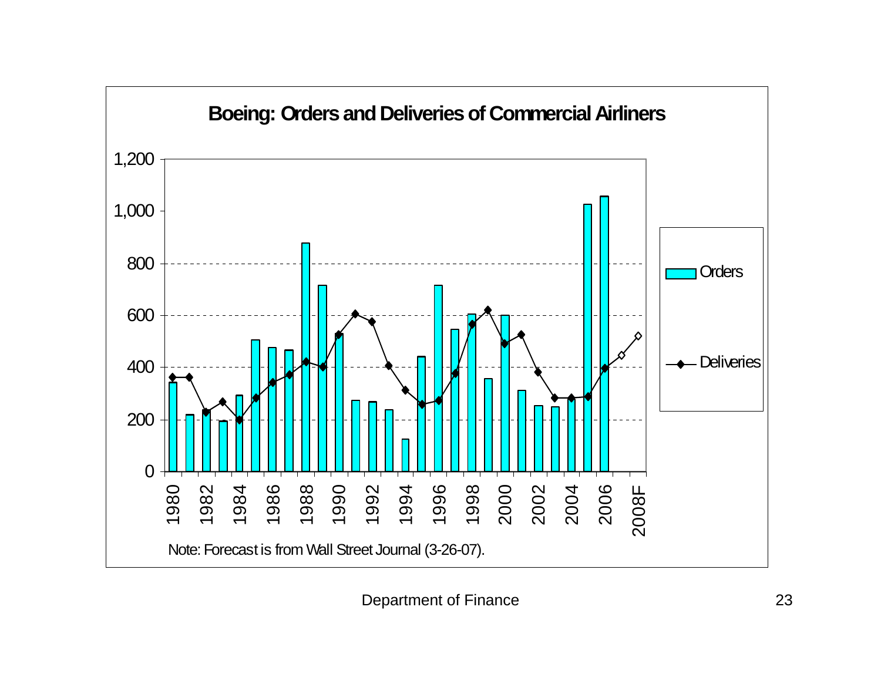## Boeing: Orders and Deliveries of Commercial Airliners

Note: Forecast is from Wall Street Journal (3-26-07).

Department of Finance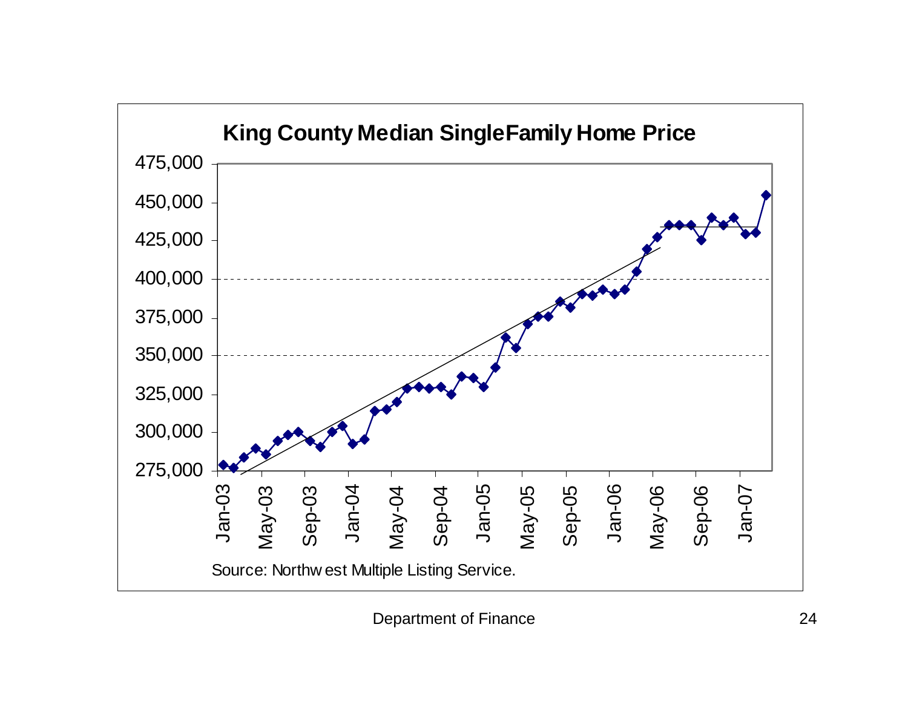## King County Median Single Family Home Price

Source: Northwest Multiple Listing Service.

Department of Finance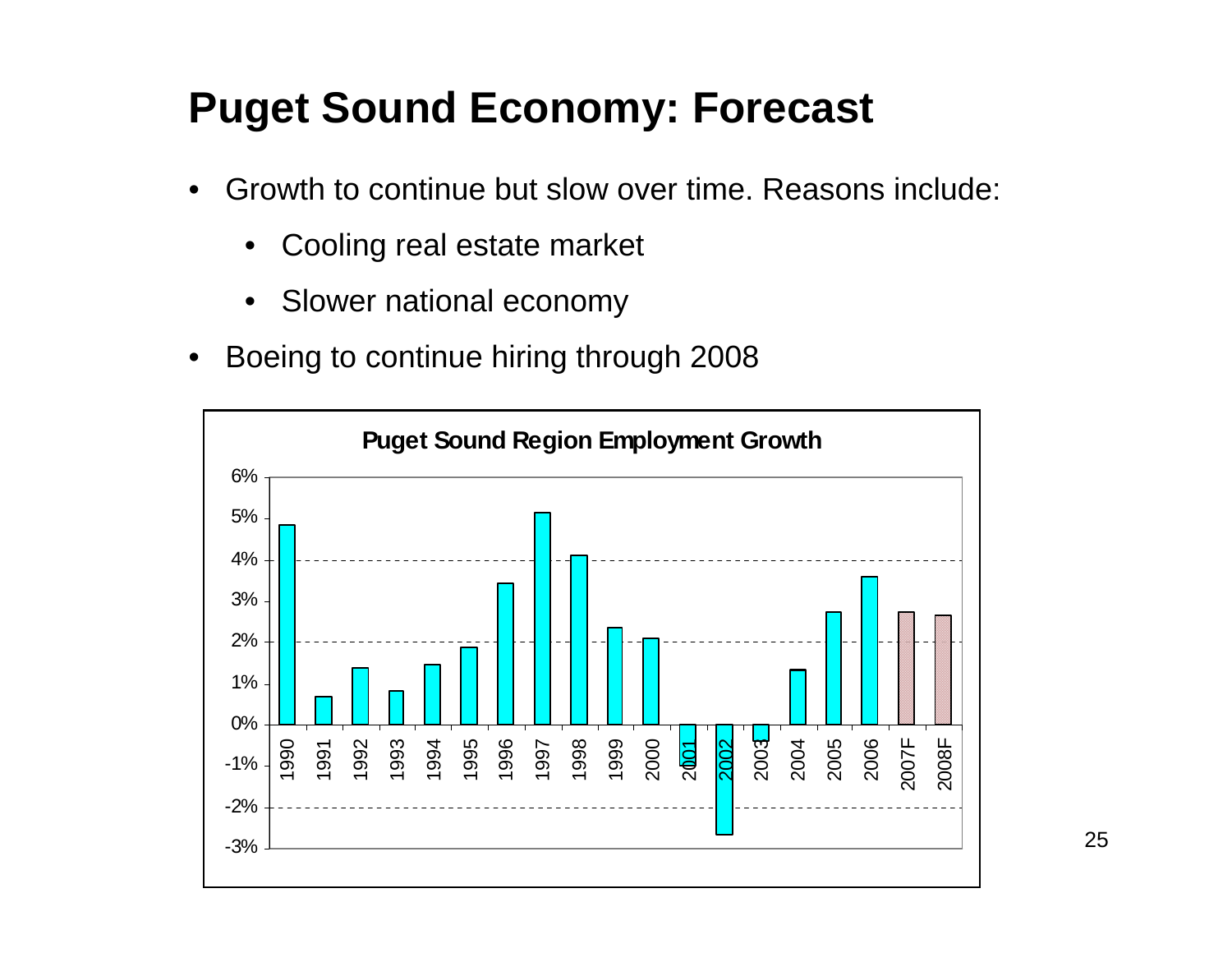# Puget Sound Economy: Forecast

- Growth to continue but slow over time. Reasons include:
  - Cooling real estate market
  - Slower national economy
- Boeing to continue hiring through 2008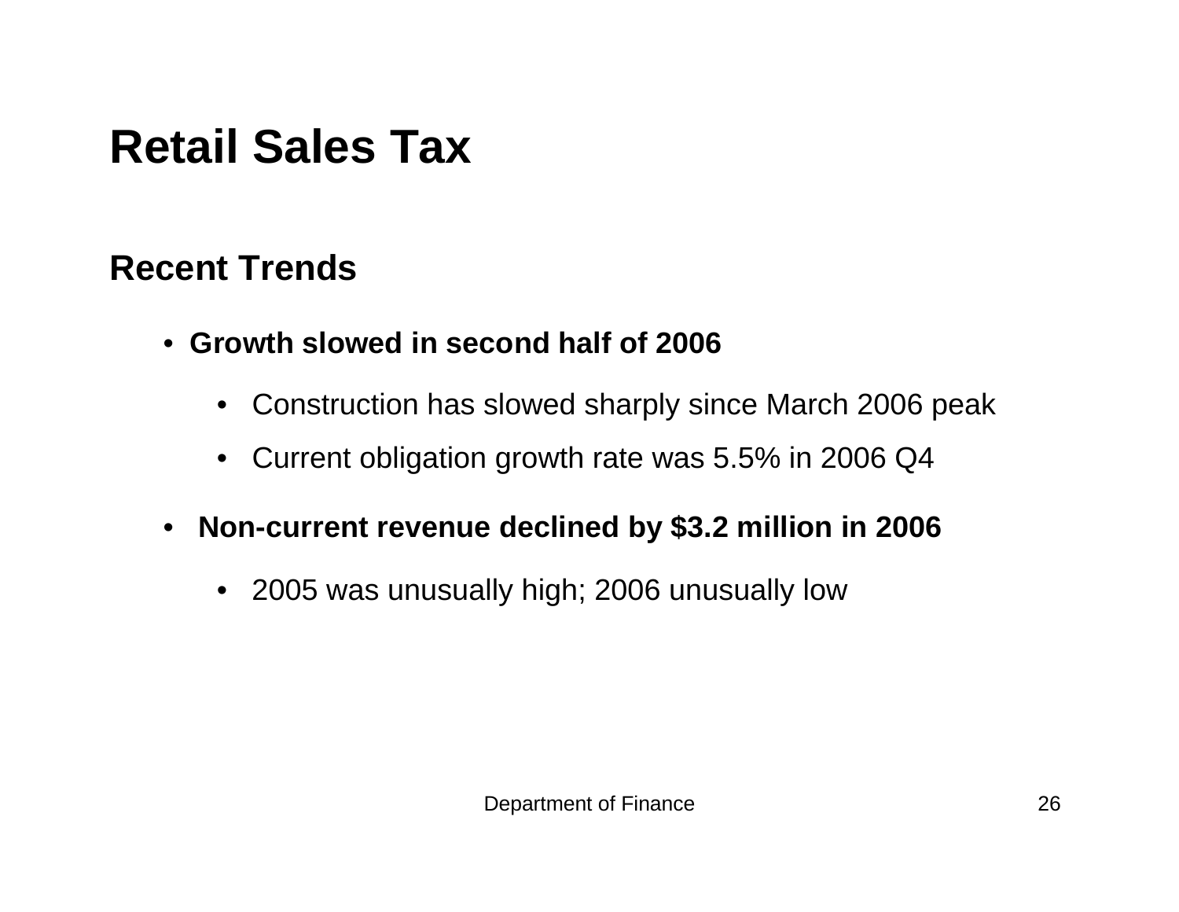# Retail Sales Tax

## Recent Trends

- **Growth slowed in second half of 2006**
  - Construction has slowed sharply since March 2006 peak
  - Current obligation growth rate was 5.5% in 2006 Q4
- **Non-current revenue declined by $3.2 million in 2006**
  - 2005 was unusually high; 2006 unusually low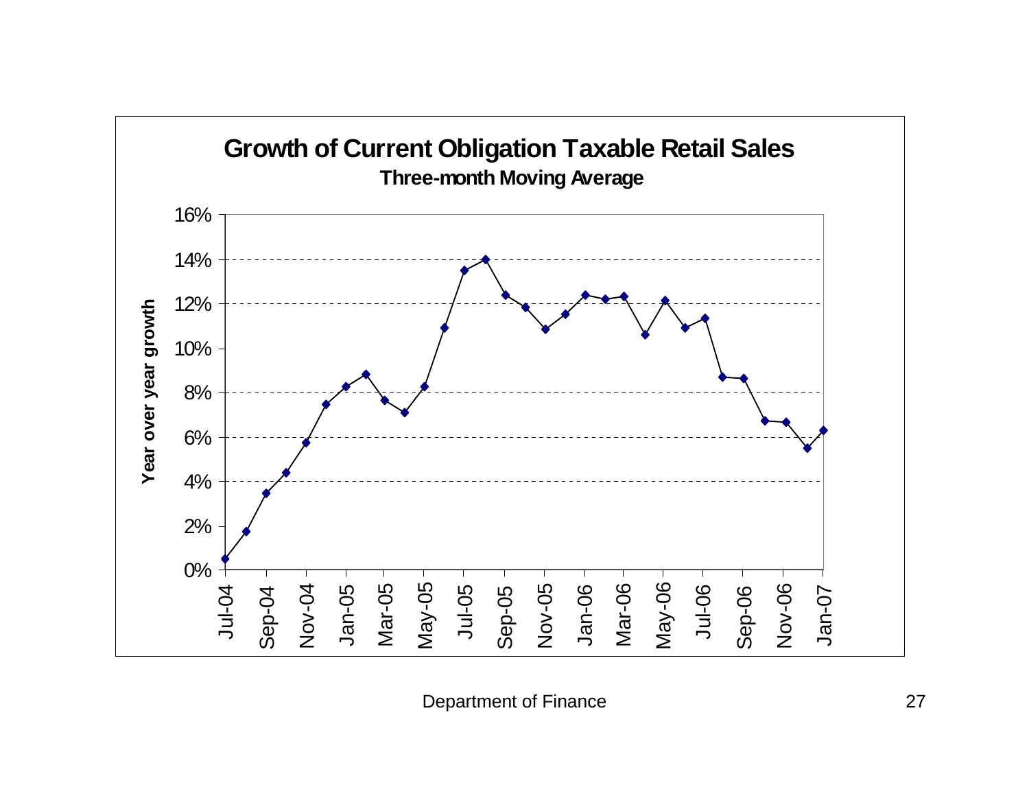## Growth of Current Obligation Taxable Retail Sales

### Three-month Moving Average

Year over year growth

Y-axis: 0%, 2%, 4%, 6%, 8%, 10%, 12%, 14%, 16%

X-axis: Jul-04, Sep-04, Nov-04, Jan-05, Mar-05, May-05, Jul-05, Sep-05, Nov-05, Jan-06, Mar-06, May-06, Jul-06, Sep-06, Nov-06, Jan-07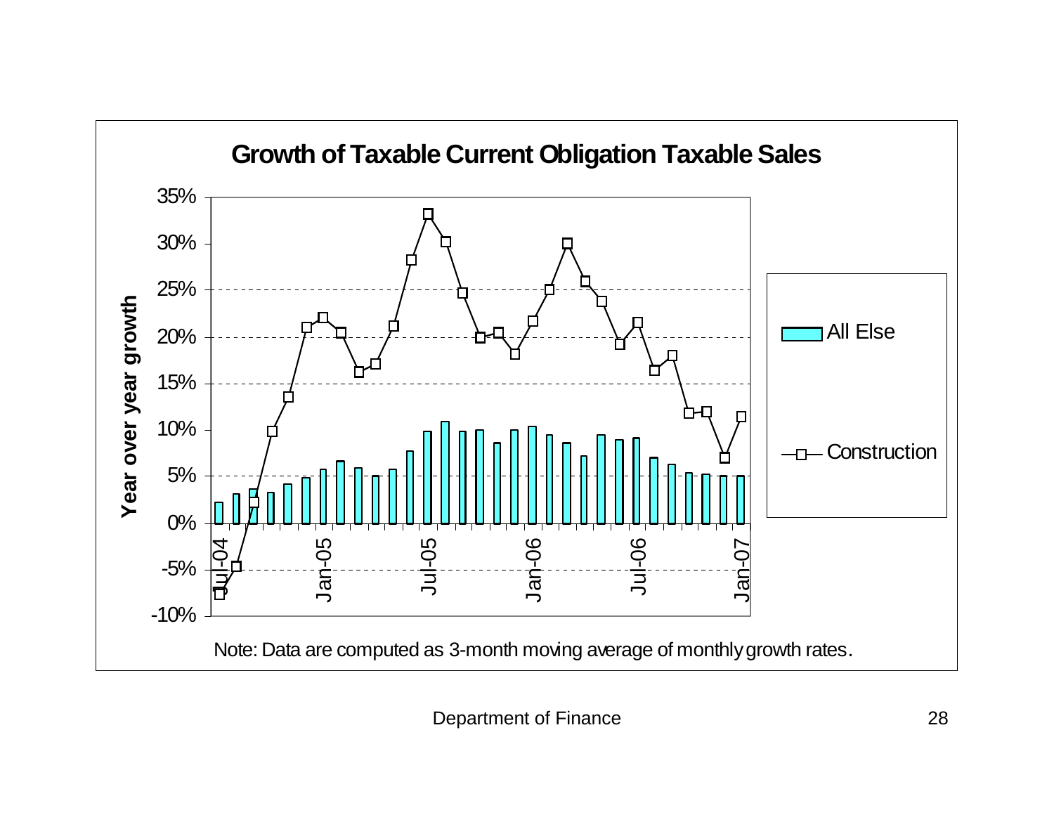## Growth of Taxable Current Obligation Taxable Sales

Year over year growth

Legend: All Else; Construction

Note: Data are computed as 3-month moving average of monthly growth rates.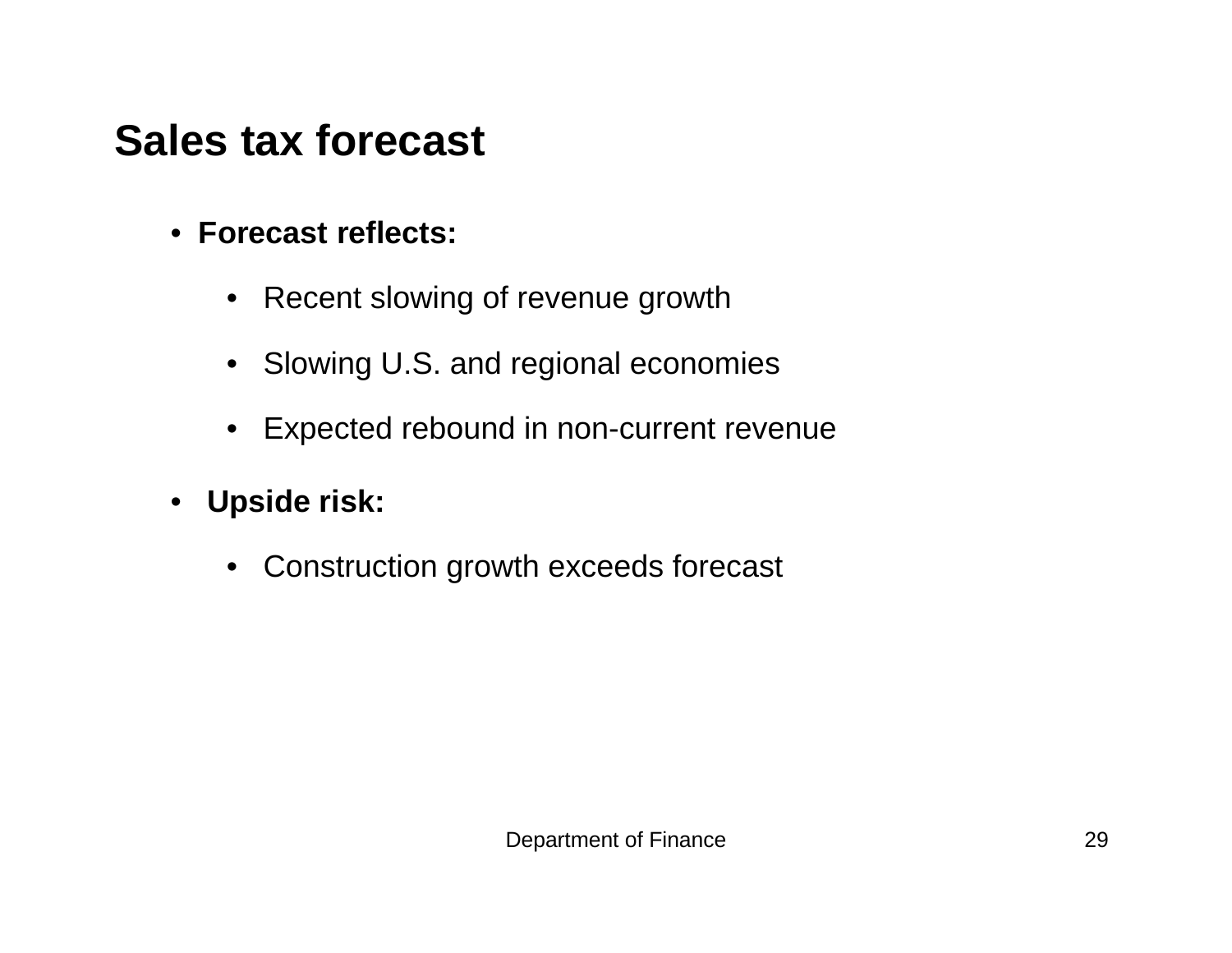# Sales tax forecast

- **Forecast reflects:**
  - Recent slowing of revenue growth
  - Slowing U.S. and regional economies
  - Expected rebound in non-current revenue
- **Upside risk:**
  - Construction growth exceeds forecast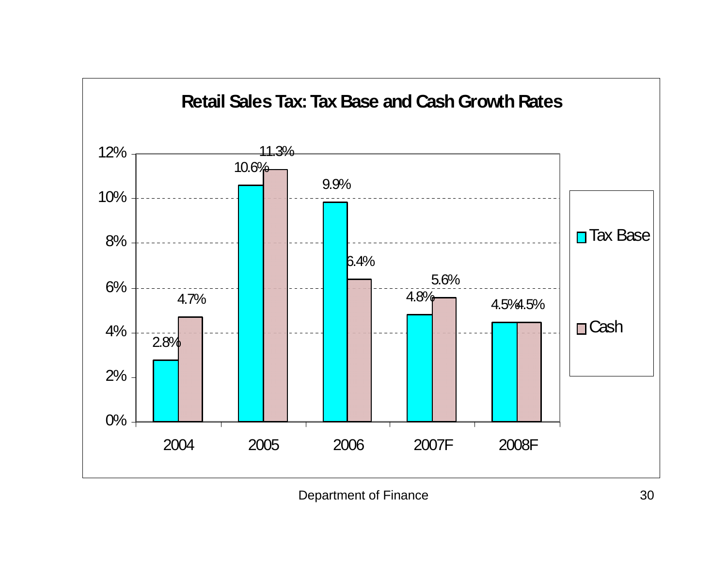## Retail Sales Tax: Tax Base and Cash Growth Rates

| Year | Tax Base | Cash |
| --- | --- | --- |
| 2004 | 2.8% | 4.7% |
| 2005 | 10.6% | 11.3% |
| 2006 | 9.9% | 6.4% |
| 2007F | 4.8% | 5.6% |
| 2008F | 4.5% | 4.5% |

Department of Finance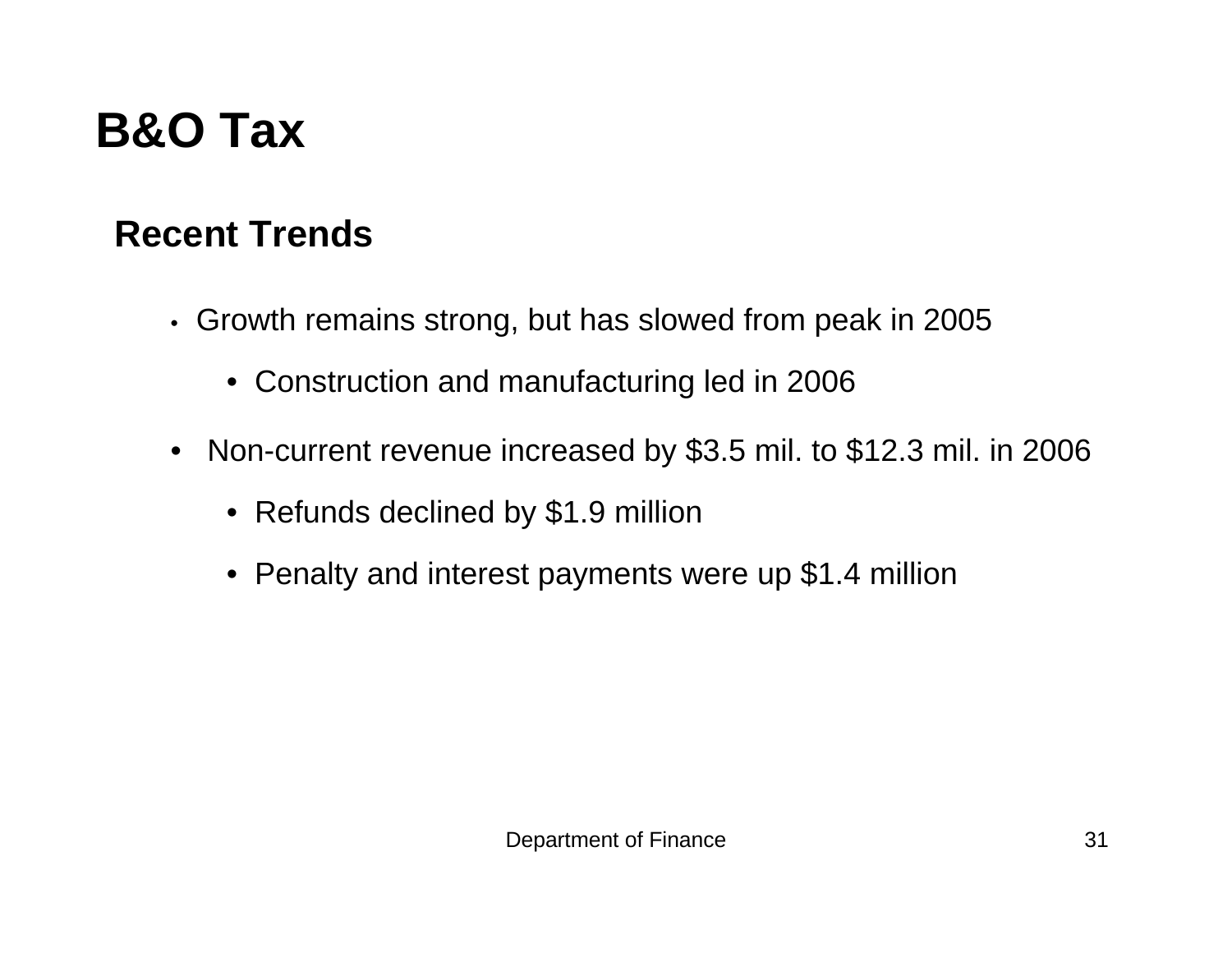# B&O Tax

## Recent Trends

- Growth remains strong, but has slowed from peak in 2005
  - Construction and manufacturing led in 2006
- Non-current revenue increased by $3.5 mil. to $12.3 mil. in 2006
  - Refunds declined by $1.9 million
  - Penalty and interest payments were up $1.4 million

Department of Finance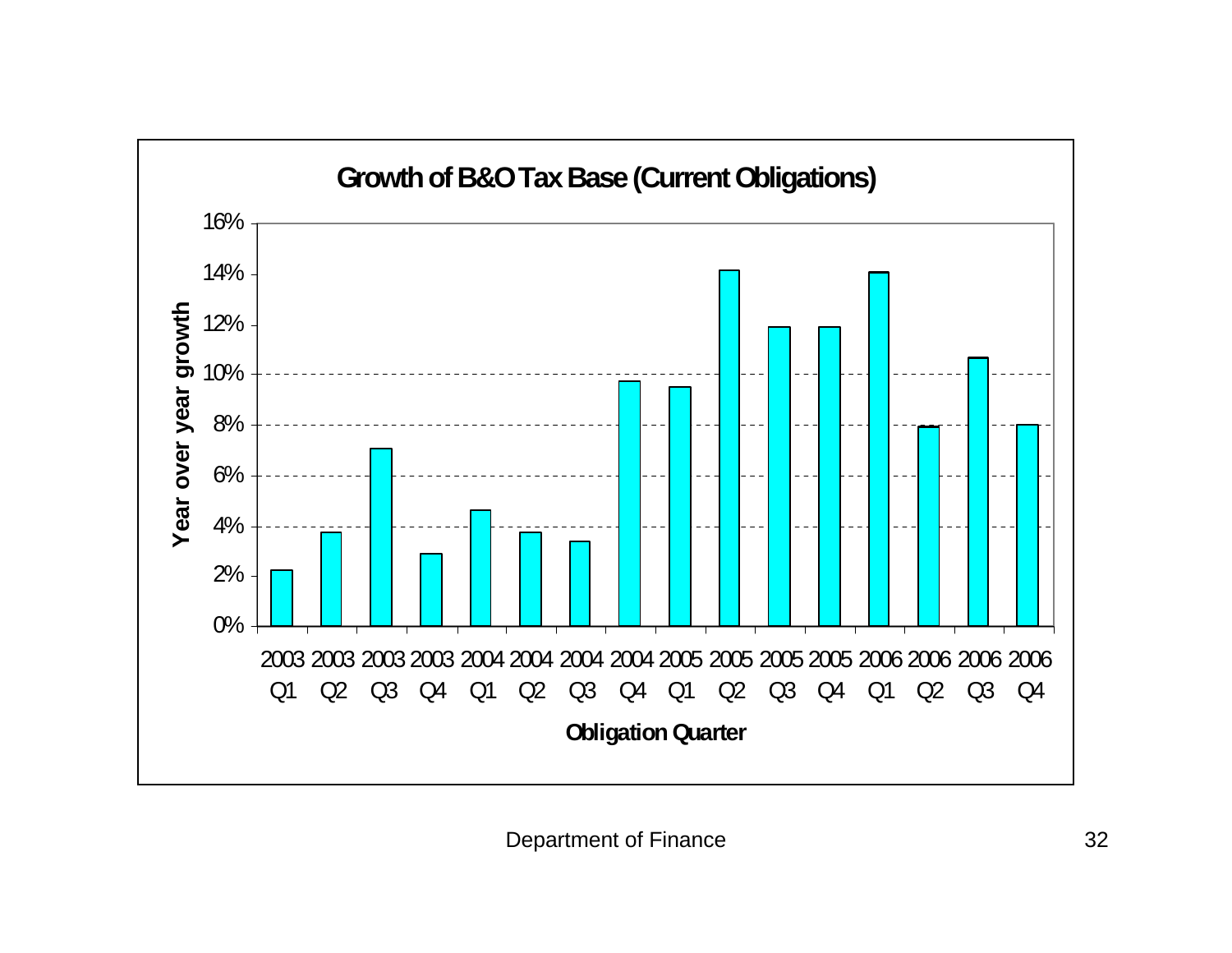## Growth of B&O Tax Base (Current Obligations)

| Obligation Quarter | Year over year growth |
|---|---|
| 2003 Q1 | ~2.2% |
| 2003 Q2 | ~3.7% |
| 2003 Q3 | ~7.0% |
| 2003 Q4 | ~2.9% |
| 2004 Q1 | ~4.6% |
| 2004 Q2 | ~3.7% |
| 2004 Q3 | ~3.4% |
| 2004 Q4 | ~9.7% |
| 2005 Q1 | ~9.5% |
| 2005 Q2 | ~14.1% |
| 2005 Q3 | ~11.9% |
| 2005 Q4 | ~11.9% |
| 2006 Q1 | ~14.0% |
| 2006 Q2 | ~7.9% |
| 2006 Q3 | ~10.6% |
| 2006 Q4 | ~8.0% |

Department of Finance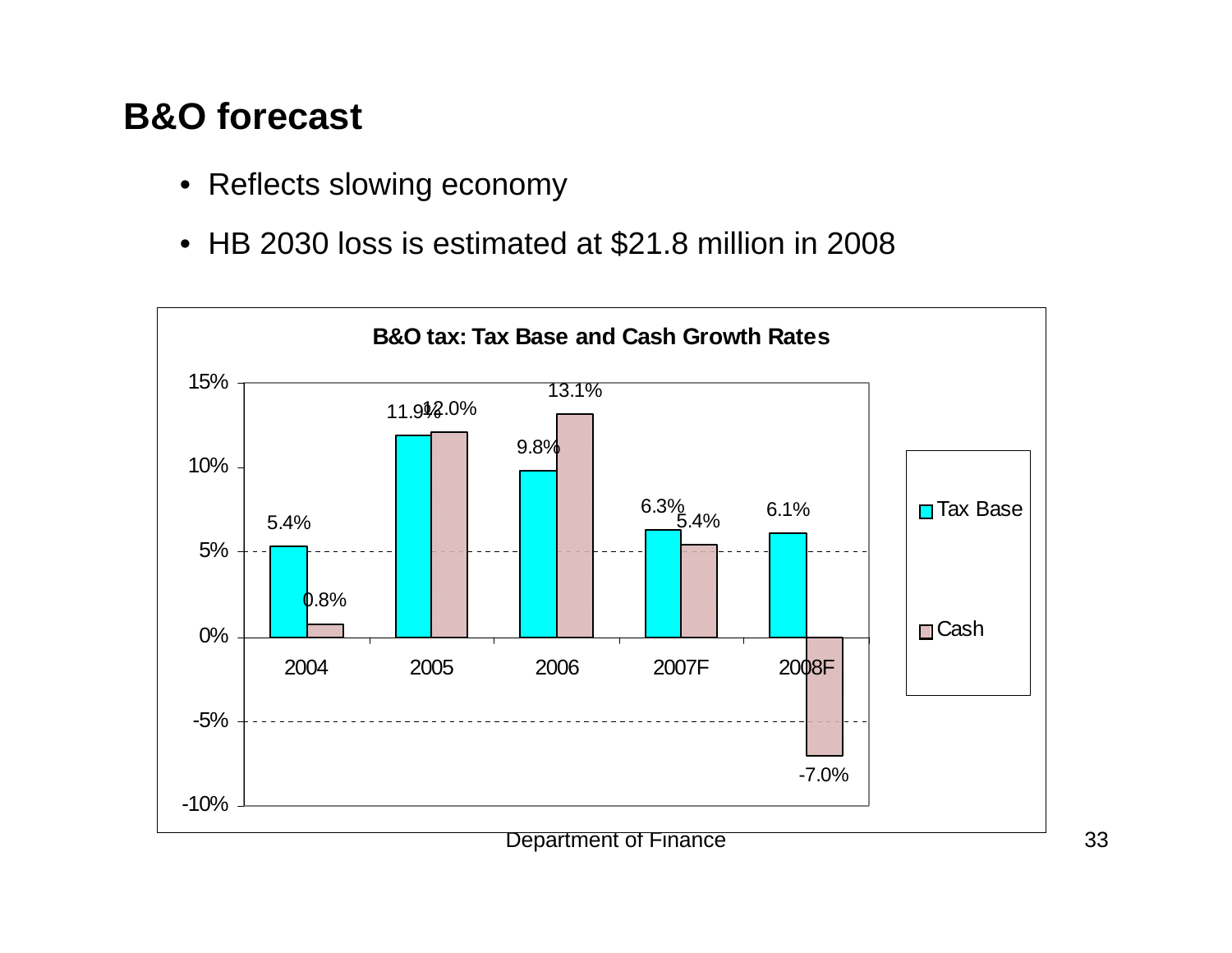## B&O forecast

- Reflects slowing economy
- HB 2030 loss is estimated at $21.8 million in 2008

**B&O tax: Tax Base and Cash Growth Rates**

| Year | Tax Base | Cash |
|---|---|---|
| 2004 | 5.4% | 0.8% |
| 2005 | 11.9% | 12.0% |
| 2006 | 9.8% | 13.1% |
| 2007F | 6.3% | 5.4% |
| 2008F | 6.1% | -7.0% |

Department of Finance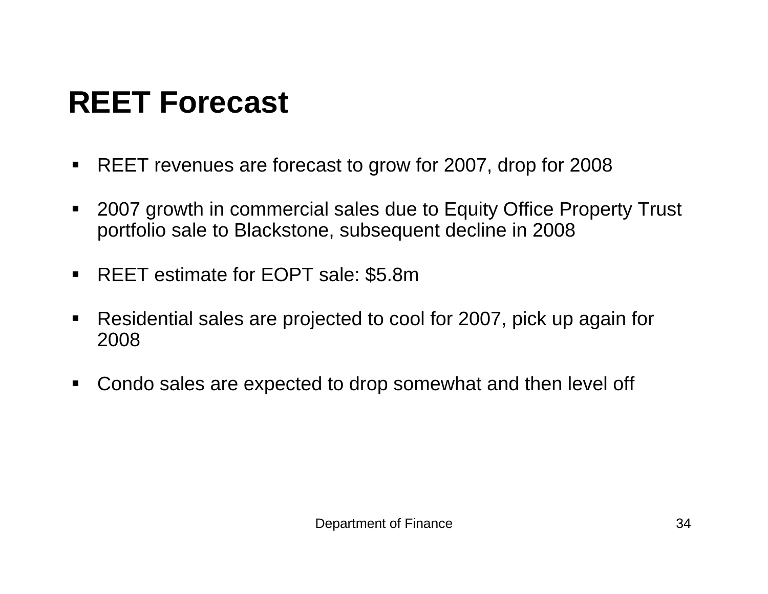# REET Forecast

- REET revenues are forecast to grow for 2007, drop for 2008
- 2007 growth in commercial sales due to Equity Office Property Trust portfolio sale to Blackstone, subsequent decline in 2008
- REET estimate for EOPT sale: $5.8m
- Residential sales are projected to cool for 2007, pick up again for 2008
- Condo sales are expected to drop somewhat and then level off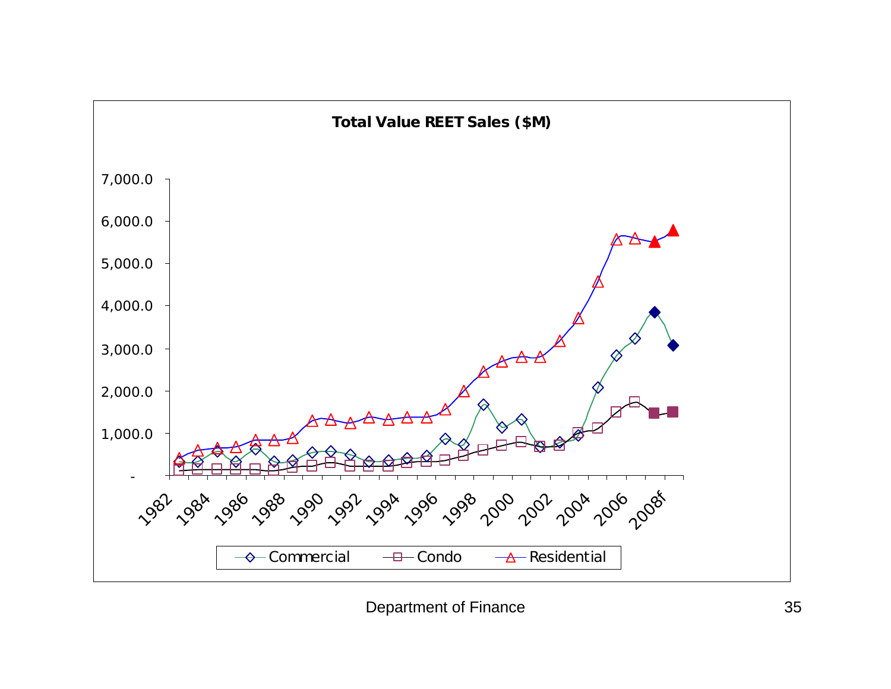**Total Value REET Sales ($M)**

7,000.0
6,000.0
5,000.0
4,000.0
3,000.0
2,000.0
1,000.0
-

1982 1984 1986 1988 1990 1992 1994 1996 1998 2000 2002 2004 2006 2008f

Commercial — Condo — Residential

Department of Finance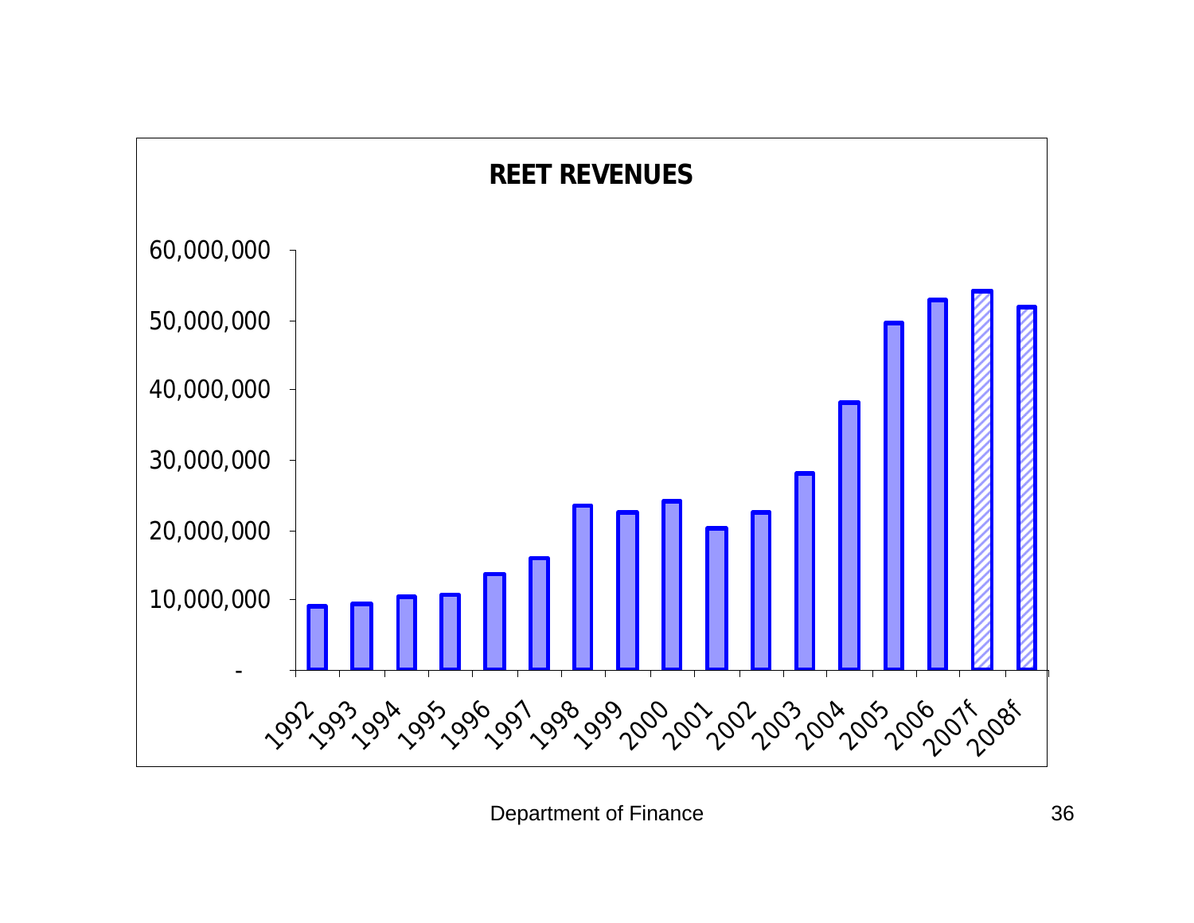## REET REVENUES

60,000,000
50,000,000
40,000,000
30,000,000
20,000,000
10,000,000
-

1992 1993 1994 1995 1996 1997 1998 1999 2000 2001 2002 2003 2004 2005 2006 2007f 2008f

Department of Finance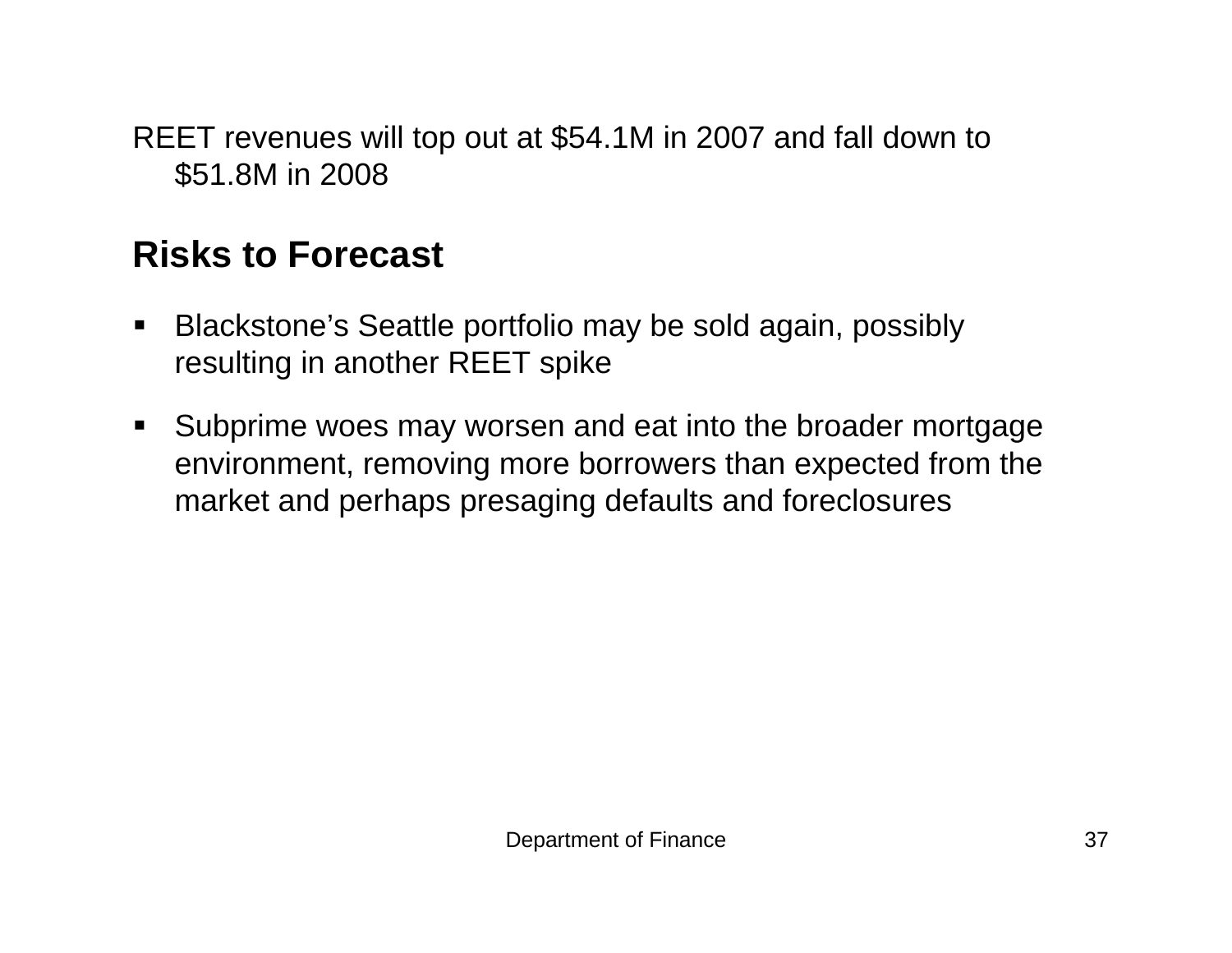REET revenues will top out at $54.1M in 2007 and fall down to $51.8M in 2008

## Risks to Forecast

- Blackstone’s Seattle portfolio may be sold again, possibly resulting in another REET spike
- Subprime woes may worsen and eat into the broader mortgage environment, removing more borrowers than expected from the market and perhaps presaging defaults and foreclosures